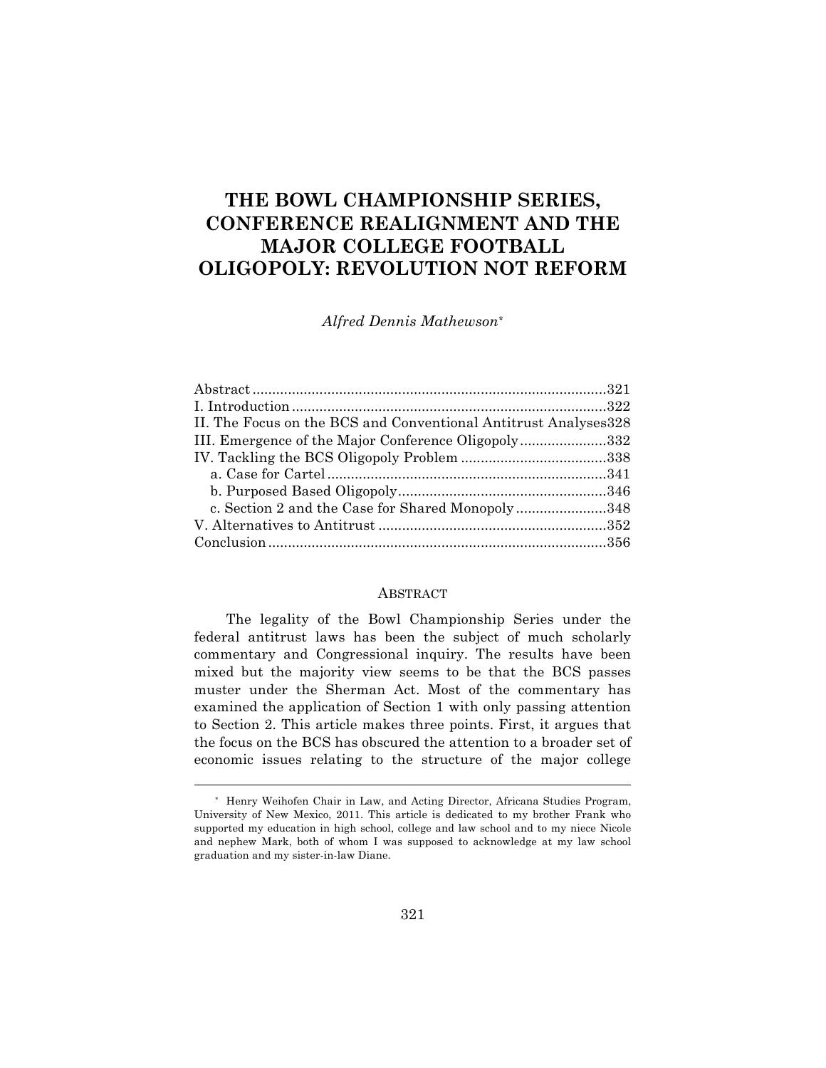# THE BOWL CHAMPIONSHIP SERIES, CONFERENCE REALIGNMENT AND THE MAJOR COLLEGE FOOTBALL OLIGOPOLY: REVOLUTION NOT REFORM

*Alfred Dennis Mathewson*[*]

| | |
|---|---|
| Abstract | 321 |
| I. Introduction | 322 |
| II. The Focus on the BCS and Conventional Antitrust Analyses | 328 |
| III. Emergence of the Major Conference Oligopoly | 332 |
| IV. Tackling the BCS Oligopoly Problem | 338 |
| a. Case for Cartel | 341 |
| b. Purposed Based Oligopoly | 346 |
| c. Section 2 and the Case for Shared Monopoly | 348 |
| V. Alternatives to Antitrust | 352 |
| Conclusion | 356 |

## ABSTRACT

The legality of the Bowl Championship Series under the federal antitrust laws has been the subject of much scholarly commentary and Congressional inquiry. The results have been mixed but the majority view seems to be that the BCS passes muster under the Sherman Act. Most of the commentary has examined the application of Section 1 with only passing attention to Section 2. This article makes three points. First, it argues that the focus on the BCS has obscured the attention to a broader set of economic issues relating to the structure of the major college

---

[*] Henry Weihofen Chair in Law, and Acting Director, Africana Studies Program, University of New Mexico, 2011. This article is dedicated to my brother Frank who supported my education in high school, college and law school and to my niece Nicole and nephew Mark, both of whom I was supposed to acknowledge at my law school graduation and my sister-in-law Diane.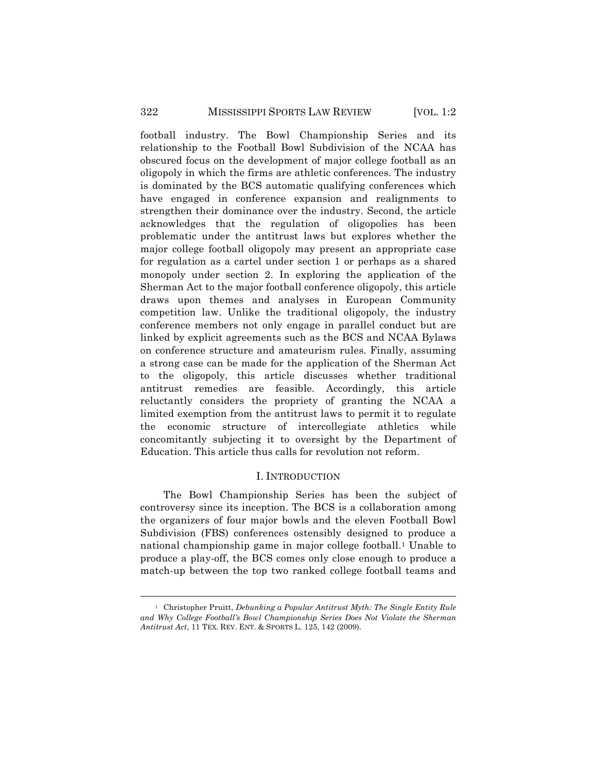football industry. The Bowl Championship Series and its relationship to the Football Bowl Subdivision of the NCAA has obscured focus on the development of major college football as an oligopoly in which the firms are athletic conferences. The industry is dominated by the BCS automatic qualifying conferences which have engaged in conference expansion and realignments to strengthen their dominance over the industry. Second, the article acknowledges that the regulation of oligopolies has been problematic under the antitrust laws but explores whether the major college football oligopoly may present an appropriate case for regulation as a cartel under section 1 or perhaps as a shared monopoly under section 2. In exploring the application of the Sherman Act to the major football conference oligopoly, this article draws upon themes and analyses in European Community competition law. Unlike the traditional oligopoly, the industry conference members not only engage in parallel conduct but are linked by explicit agreements such as the BCS and NCAA Bylaws on conference structure and amateurism rules. Finally, assuming a strong case can be made for the application of the Sherman Act to the oligopoly, this article discusses whether traditional antitrust remedies are feasible. Accordingly, this article reluctantly considers the propriety of granting the NCAA a limited exemption from the antitrust laws to permit it to regulate the economic structure of intercollegiate athletics while concomitantly subjecting it to oversight by the Department of Education. This article thus calls for revolution not reform.

## I. INTRODUCTION

The Bowl Championship Series has been the subject of controversy since its inception. The BCS is a collaboration among the organizers of four major bowls and the eleven Football Bowl Subdivision (FBS) conferences ostensibly designed to produce a national championship game in major college football.[1] Unable to produce a play-off, the BCS comes only close enough to produce a match-up between the top two ranked college football teams and

---

[1] Christopher Pruitt, *Debunking a Popular Antitrust Myth: The Single Entity Rule and Why College Football's Bowl Championship Series Does Not Violate the Sherman Antitrust Act*, 11 TEX. REV. ENT. & SPORTS L. 125, 142 (2009).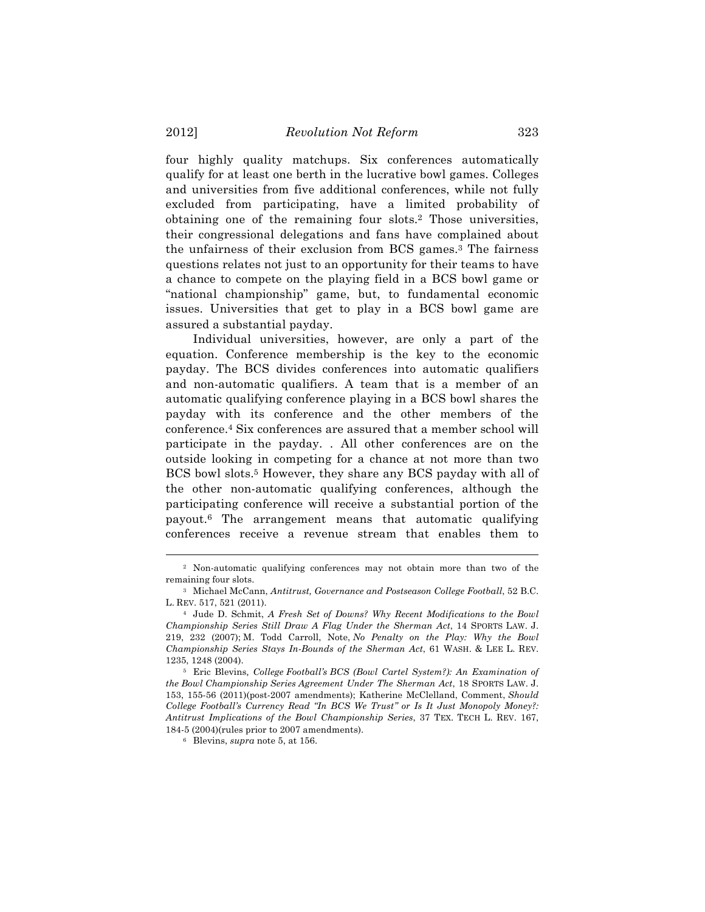four highly quality matchups. Six conferences automatically qualify for at least one berth in the lucrative bowl games. Colleges and universities from five additional conferences, while not fully excluded from participating, have a limited probability of obtaining one of the remaining four slots.[2] Those universities, their congressional delegations and fans have complained about the unfairness of their exclusion from BCS games.[3] The fairness questions relates not just to an opportunity for their teams to have a chance to compete on the playing field in a BCS bowl game or "national championship" game, but, to fundamental economic issues. Universities that get to play in a BCS bowl game are assured a substantial payday.

Individual universities, however, are only a part of the equation. Conference membership is the key to the economic payday. The BCS divides conferences into automatic qualifiers and non-automatic qualifiers. A team that is a member of an automatic qualifying conference playing in a BCS bowl shares the payday with its conference and the other members of the conference.[4] Six conferences are assured that a member school will participate in the payday. . All other conferences are on the outside looking in competing for a chance at not more than two BCS bowl slots.[5] However, they share any BCS payday with all of the other non-automatic qualifying conferences, although the participating conference will receive a substantial portion of the payout.[6] The arrangement means that automatic qualifying conferences receive a revenue stream that enables them to

---

[2] Non-automatic qualifying conferences may not obtain more than two of the remaining four slots.

[3] Michael McCann, *Antitrust, Governance and Postseason College Football*, 52 B.C. L. REV. 517, 521 (2011).

[4] Jude D. Schmit, *A Fresh Set of Downs? Why Recent Modifications to the Bowl Championship Series Still Draw A Flag Under the Sherman Act*, 14 SPORTS LAW. J. 219, 232 (2007); M. Todd Carroll, Note, *No Penalty on the Play: Why the Bowl Championship Series Stays In-Bounds of the Sherman Act*, 61 WASH. & LEE L. REV. 1235, 1248 (2004).

[5] Eric Blevins, *College Football's BCS (Bowl Cartel System?): An Examination of the Bowl Championship Series Agreement Under The Sherman Act*, 18 SPORTS LAW. J. 153, 155-56 (2011)(post-2007 amendments); Katherine McClelland, Comment, *Should College Football's Currency Read "In BCS We Trust" or Is It Just Monopoly Money?: Antitrust Implications of the Bowl Championship Series*, 37 TEX. TECH L. REV. 167, 184-5 (2004)(rules prior to 2007 amendments).

[6] Blevins, *supra* note 5, at 156.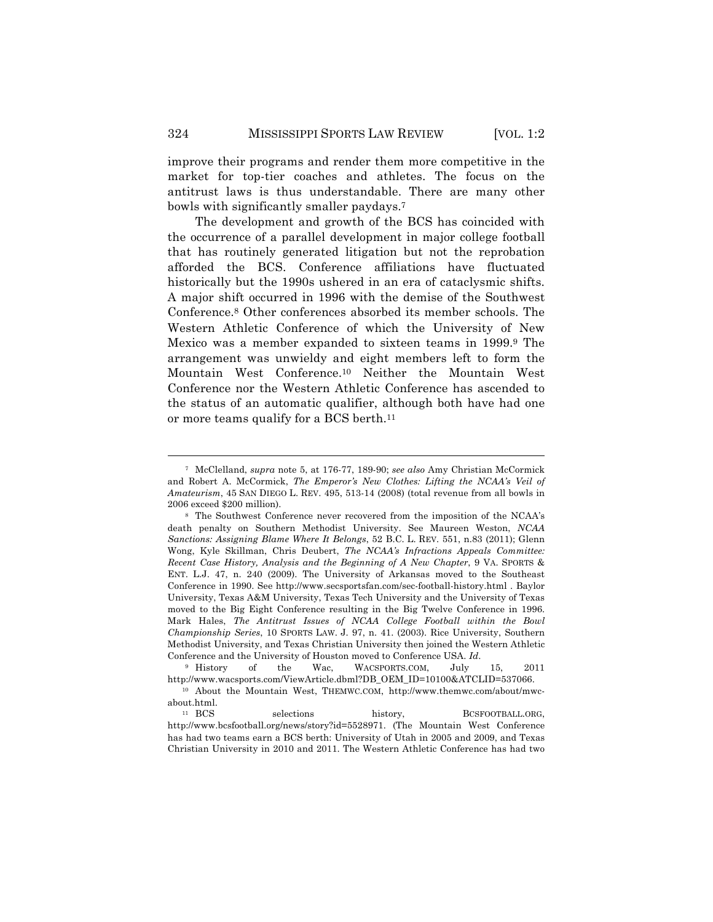improve their programs and render them more competitive in the market for top-tier coaches and athletes. The focus on the antitrust laws is thus understandable. There are many other bowls with significantly smaller paydays.[7]

The development and growth of the BCS has coincided with the occurrence of a parallel development in major college football that has routinely generated litigation but not the reprobation afforded the BCS. Conference affiliations have fluctuated historically but the 1990s ushered in an era of cataclysmic shifts. A major shift occurred in 1996 with the demise of the Southwest Conference.[8] Other conferences absorbed its member schools. The Western Athletic Conference of which the University of New Mexico was a member expanded to sixteen teams in 1999.[9] The arrangement was unwieldy and eight members left to form the Mountain West Conference.[10] Neither the Mountain West Conference nor the Western Athletic Conference has ascended to the status of an automatic qualifier, although both have had one or more teams qualify for a BCS berth.[11]

---

[7] McClelland, *supra* note 5, at 176-77, 189-90; *see also* Amy Christian McCormick and Robert A. McCormick, *The Emperor's New Clothes: Lifting the NCAA's Veil of Amateurism*, 45 SAN DIEGO L. REV. 495, 513-14 (2008) (total revenue from all bowls in 2006 exceed $200 million).

[8] The Southwest Conference never recovered from the imposition of the NCAA's death penalty on Southern Methodist University. See Maureen Weston, *NCAA Sanctions: Assigning Blame Where It Belongs*, 52 B.C. L. REV. 551, n.83 (2011); Glenn Wong, Kyle Skillman, Chris Deubert, *The NCAA's Infractions Appeals Committee: Recent Case History, Analysis and the Beginning of A New Chapter*, 9 VA. SPORTS & ENT. L.J. 47, n. 240 (2009). The University of Arkansas moved to the Southeast Conference in 1990. See http://www.secsportsfan.com/sec-football-history.html . Baylor University, Texas A&M University, Texas Tech University and the University of Texas moved to the Big Eight Conference resulting in the Big Twelve Conference in 1996. Mark Hales, *The Antitrust Issues of NCAA College Football within the Bowl Championship Series*, 10 SPORTS LAW. J. 97, n. 41. (2003). Rice University, Southern Methodist University, and Texas Christian University then joined the Western Athletic Conference and the University of Houston moved to Conference USA. *Id*.

[9] History of the Wac, WACSPORTS.COM, July 15, 2011 http://www.wacsports.com/ViewArticle.dbml?DB_OEM_ID=10100&ATCLID=537066.

[10] About the Mountain West, THEMWC.COM, http://www.themwc.com/about/mwc-about.html.

[11] BCS selections history, BCSFOOTBALL.ORG, http://www.bcsfootball.org/news/story?id=5528971. (The Mountain West Conference has had two teams earn a BCS berth: University of Utah in 2005 and 2009, and Texas Christian University in 2010 and 2011. The Western Athletic Conference has had two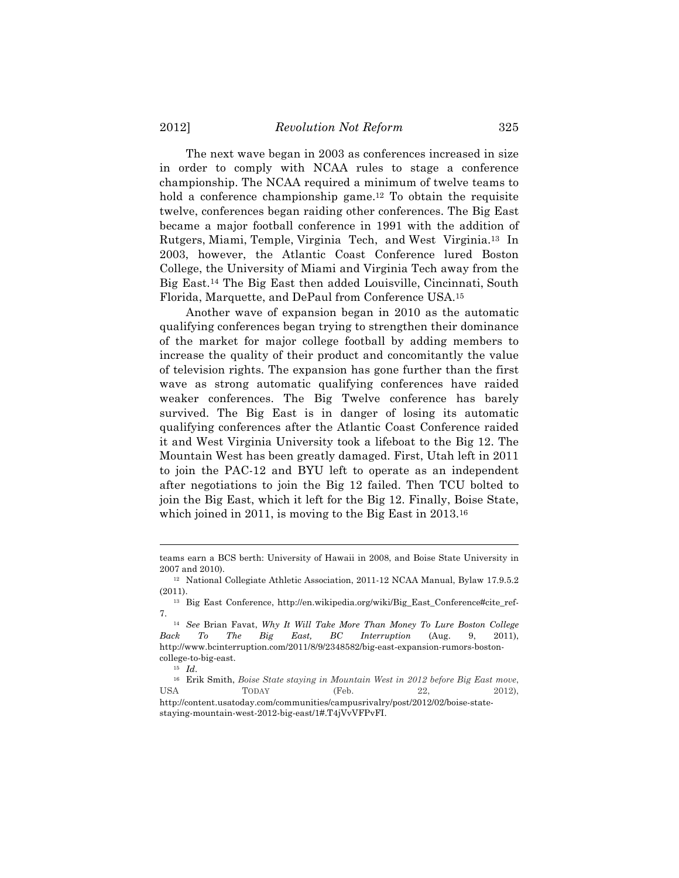The next wave began in 2003 as conferences increased in size in order to comply with NCAA rules to stage a conference championship. The NCAA required a minimum of twelve teams to hold a conference championship game.[12] To obtain the requisite twelve, conferences began raiding other conferences. The Big East became a major football conference in 1991 with the addition of Rutgers, Miami, Temple, Virginia Tech, and West Virginia.[13] In 2003, however, the Atlantic Coast Conference lured Boston College, the University of Miami and Virginia Tech away from the Big East.[14] The Big East then added Louisville, Cincinnati, South Florida, Marquette, and DePaul from Conference USA.[15]

Another wave of expansion began in 2010 as the automatic qualifying conferences began trying to strengthen their dominance of the market for major college football by adding members to increase the quality of their product and concomitantly the value of television rights. The expansion has gone further than the first wave as strong automatic qualifying conferences have raided weaker conferences. The Big Twelve conference has barely survived. The Big East is in danger of losing its automatic qualifying conferences after the Atlantic Coast Conference raided it and West Virginia University took a lifeboat to the Big 12. The Mountain West has been greatly damaged. First, Utah left in 2011 to join the PAC-12 and BYU left to operate as an independent after negotiations to join the Big 12 failed. Then TCU bolted to join the Big East, which it left for the Big 12. Finally, Boise State, which joined in 2011, is moving to the Big East in 2013.[16]

---

teams earn a BCS berth: University of Hawaii in 2008, and Boise State University in 2007 and 2010).

[12] National Collegiate Athletic Association, 2011-12 NCAA Manual, Bylaw 17.9.5.2 (2011).

[13] Big East Conference, http://en.wikipedia.org/wiki/Big_East_Conference#cite_ref-7.

[14] *See* Brian Favat, *Why It Will Take More Than Money To Lure Boston College Back To The Big East, BC Interruption* (Aug. 9, 2011), http://www.bcinterruption.com/2011/8/9/2348582/big-east-expansion-rumors-boston-college-to-big-east.

[15] *Id*.

[16] Erik Smith, *Boise State staying in Mountain West in 2012 before Big East move*, USA TODAY (Feb. 22, 2012), http://content.usatoday.com/communities/campusrivalry/post/2012/02/boise-state-staying-mountain-west-2012-big-east/1#.T4jVvVFPvFI.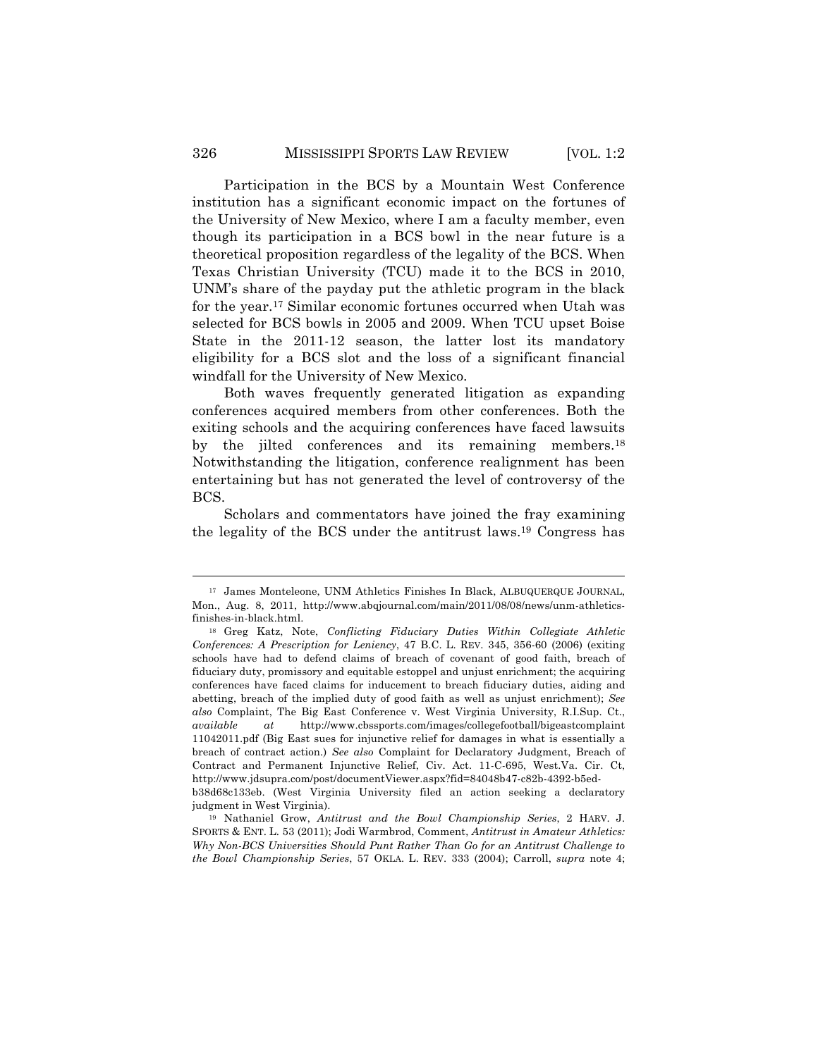Participation in the BCS by a Mountain West Conference institution has a significant economic impact on the fortunes of the University of New Mexico, where I am a faculty member, even though its participation in a BCS bowl in the near future is a theoretical proposition regardless of the legality of the BCS. When Texas Christian University (TCU) made it to the BCS in 2010, UNM's share of the payday put the athletic program in the black for the year.[17] Similar economic fortunes occurred when Utah was selected for BCS bowls in 2005 and 2009. When TCU upset Boise State in the 2011-12 season, the latter lost its mandatory eligibility for a BCS slot and the loss of a significant financial windfall for the University of New Mexico.

Both waves frequently generated litigation as expanding conferences acquired members from other conferences. Both the exiting schools and the acquiring conferences have faced lawsuits by the jilted conferences and its remaining members.[18] Notwithstanding the litigation, conference realignment has been entertaining but has not generated the level of controversy of the BCS.

Scholars and commentators have joined the fray examining the legality of the BCS under the antitrust laws.[19] Congress has

---

[17] James Monteleone, UNM Athletics Finishes In Black, ALBUQUERQUE JOURNAL, Mon., Aug. 8, 2011, http://www.abqjournal.com/main/2011/08/08/news/unm-athletics-finishes-in-black.html.

[18] Greg Katz, Note, *Conflicting Fiduciary Duties Within Collegiate Athletic Conferences: A Prescription for Leniency*, 47 B.C. L. REV. 345, 356-60 (2006) (exiting schools have had to defend claims of breach of covenant of good faith, breach of fiduciary duty, promissory and equitable estoppel and unjust enrichment; the acquiring conferences have faced claims for inducement to breach fiduciary duties, aiding and abetting, breach of the implied duty of good faith as well as unjust enrichment); *See also* Complaint, The Big East Conference v. West Virginia University, R.I.Sup. Ct., *available at* http://www.cbssports.com/images/collegefootball/bigeastcomplaint 11042011.pdf (Big East sues for injunctive relief for damages in what is essentially a breach of contract action.) *See also* Complaint for Declaratory Judgment, Breach of Contract and Permanent Injunctive Relief, Civ. Act. 11-C-695, West.Va. Cir. Ct, http://www.jdsupra.com/post/documentViewer.aspx?fid=84048b47-c82b-4392-b5ed-b38d68c133eb. (West Virginia University filed an action seeking a declaratory judgment in West Virginia).

[19] Nathaniel Grow, *Antitrust and the Bowl Championship Series*, 2 HARV. J. SPORTS & ENT. L. 53 (2011); Jodi Warmbrod, Comment, *Antitrust in Amateur Athletics: Why Non-BCS Universities Should Punt Rather Than Go for an Antitrust Challenge to the Bowl Championship Series*, 57 OKLA. L. REV. 333 (2004); Carroll, *supra* note 4;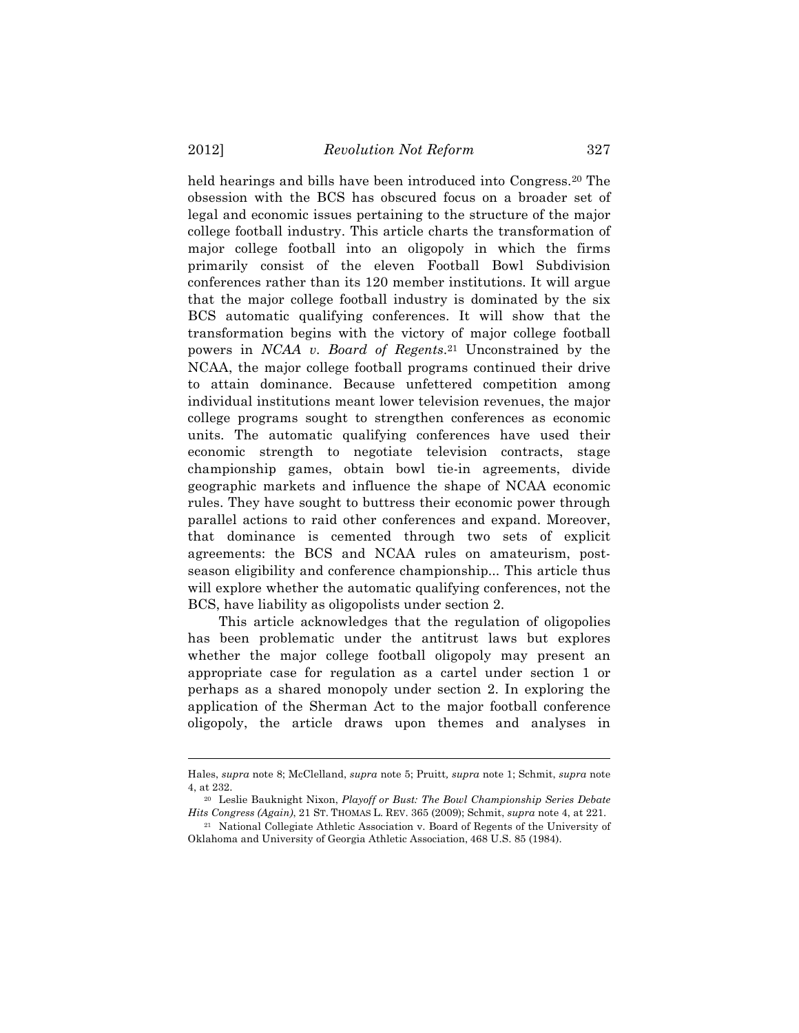held hearings and bills have been introduced into Congress.[20] The obsession with the BCS has obscured focus on a broader set of legal and economic issues pertaining to the structure of the major college football industry. This article charts the transformation of major college football into an oligopoly in which the firms primarily consist of the eleven Football Bowl Subdivision conferences rather than its 120 member institutions. It will argue that the major college football industry is dominated by the six BCS automatic qualifying conferences. It will show that the transformation begins with the victory of major college football powers in *NCAA v. Board of Regents*.[21] Unconstrained by the NCAA, the major college football programs continued their drive to attain dominance. Because unfettered competition among individual institutions meant lower television revenues, the major college programs sought to strengthen conferences as economic units. The automatic qualifying conferences have used their economic strength to negotiate television contracts, stage championship games, obtain bowl tie-in agreements, divide geographic markets and influence the shape of NCAA economic rules. They have sought to buttress their economic power through parallel actions to raid other conferences and expand. Moreover, that dominance is cemented through two sets of explicit agreements: the BCS and NCAA rules on amateurism, post-season eligibility and conference championship... This article thus will explore whether the automatic qualifying conferences, not the BCS, have liability as oligopolists under section 2.

This article acknowledges that the regulation of oligopolies has been problematic under the antitrust laws but explores whether the major college football oligopoly may present an appropriate case for regulation as a cartel under section 1 or perhaps as a shared monopoly under section 2. In exploring the application of the Sherman Act to the major football conference oligopoly, the article draws upon themes and analyses in

---

Hales, *supra* note 8; McClelland, *supra* note 5; Pruitt, *supra* note 1; Schmit, *supra* note 4, at 232.

[20] Leslie Bauknight Nixon, *Playoff or Bust: The Bowl Championship Series Debate Hits Congress (Again)*, 21 ST. THOMAS L. REV. 365 (2009); Schmit, *supra* note 4, at 221.

[21] National Collegiate Athletic Association v. Board of Regents of the University of Oklahoma and University of Georgia Athletic Association, 468 U.S. 85 (1984).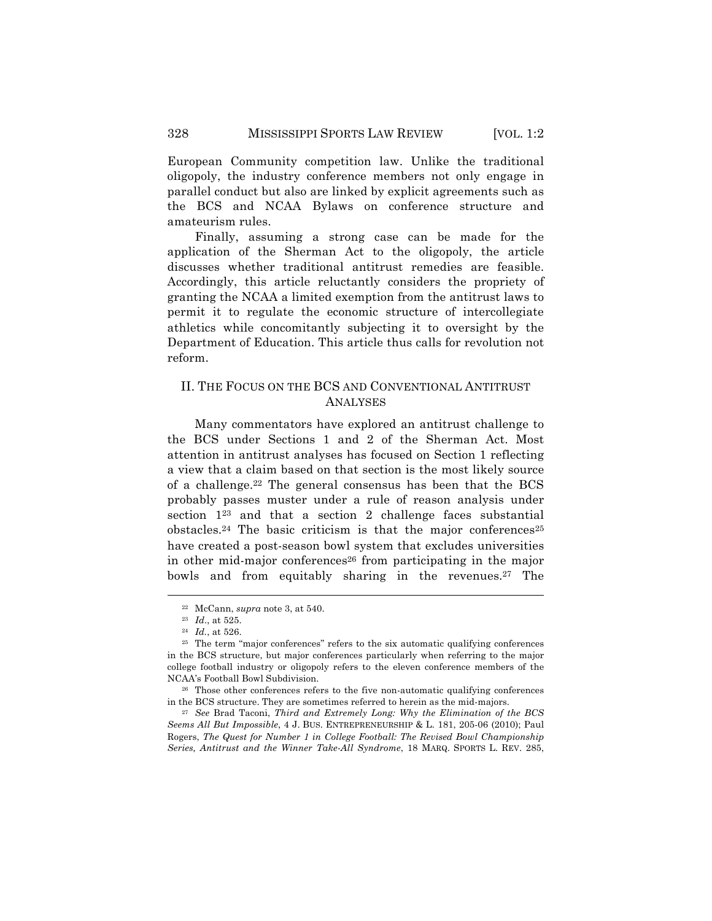European Community competition law. Unlike the traditional oligopoly, the industry conference members not only engage in parallel conduct but also are linked by explicit agreements such as the BCS and NCAA Bylaws on conference structure and amateurism rules.

Finally, assuming a strong case can be made for the application of the Sherman Act to the oligopoly, the article discusses whether traditional antitrust remedies are feasible. Accordingly, this article reluctantly considers the propriety of granting the NCAA a limited exemption from the antitrust laws to permit it to regulate the economic structure of intercollegiate athletics while concomitantly subjecting it to oversight by the Department of Education. This article thus calls for revolution not reform.

## II. THE FOCUS ON THE BCS AND CONVENTIONAL ANTITRUST ANALYSES

Many commentators have explored an antitrust challenge to the BCS under Sections 1 and 2 of the Sherman Act. Most attention in antitrust analyses has focused on Section 1 reflecting a view that a claim based on that section is the most likely source of a challenge.[22] The general consensus has been that the BCS probably passes muster under a rule of reason analysis under section 1[23] and that a section 2 challenge faces substantial obstacles.[24] The basic criticism is that the major conferences[25] have created a post-season bowl system that excludes universities in other mid-major conferences[26] from participating in the major bowls and from equitably sharing in the revenues.[27] The

---

[22] McCann, *supra* note 3, at 540.

[23] *Id.*, at 525.

[24] *Id.*, at 526.

[25] The term "major conferences" refers to the six automatic qualifying conferences in the BCS structure, but major conferences particularly when referring to the major college football industry or oligopoly refers to the eleven conference members of the NCAA's Football Bowl Subdivision.

[26] Those other conferences refers to the five non-automatic qualifying conferences in the BCS structure. They are sometimes referred to herein as the mid-majors.

[27] *See* Brad Taconi, *Third and Extremely Long: Why the Elimination of the BCS Seems All But Impossible*, 4 J. BUS. ENTREPRENEURSHIP & L. 181, 205-06 (2010); Paul Rogers, *The Quest for Number 1 in College Football: The Revised Bowl Championship Series, Antitrust and the Winner Take-All Syndrome*, 18 MARQ. SPORTS L. REV. 285,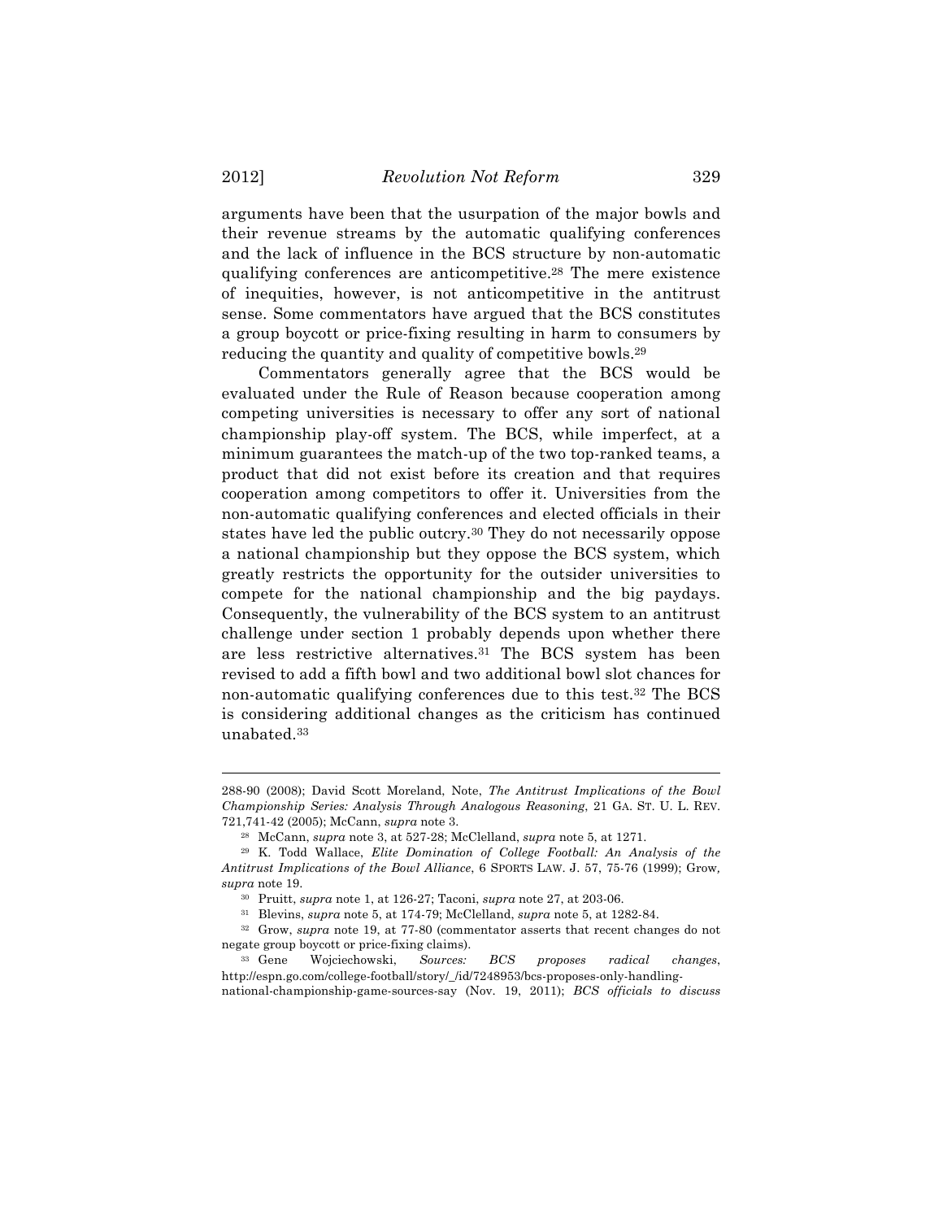arguments have been that the usurpation of the major bowls and their revenue streams by the automatic qualifying conferences and the lack of influence in the BCS structure by non-automatic qualifying conferences are anticompetitive.[28] The mere existence of inequities, however, is not anticompetitive in the antitrust sense. Some commentators have argued that the BCS constitutes a group boycott or price-fixing resulting in harm to consumers by reducing the quantity and quality of competitive bowls.[29]

Commentators generally agree that the BCS would be evaluated under the Rule of Reason because cooperation among competing universities is necessary to offer any sort of national championship play-off system. The BCS, while imperfect, at a minimum guarantees the match-up of the two top-ranked teams, a product that did not exist before its creation and that requires cooperation among competitors to offer it. Universities from the non-automatic qualifying conferences and elected officials in their states have led the public outcry.[30] They do not necessarily oppose a national championship but they oppose the BCS system, which greatly restricts the opportunity for the outsider universities to compete for the national championship and the big paydays. Consequently, the vulnerability of the BCS system to an antitrust challenge under section 1 probably depends upon whether there are less restrictive alternatives.[31] The BCS system has been revised to add a fifth bowl and two additional bowl slot chances for non-automatic qualifying conferences due to this test.[32] The BCS is considering additional changes as the criticism has continued unabated.[33]

---

288-90 (2008); David Scott Moreland, Note, *The Antitrust Implications of the Bowl Championship Series: Analysis Through Analogous Reasoning*, 21 GA. ST. U. L. REV. 721,741-42 (2005); McCann, *supra* note 3.

[28] McCann, *supra* note 3, at 527-28; McClelland, *supra* note 5, at 1271.

[29] K. Todd Wallace, *Elite Domination of College Football: An Analysis of the Antitrust Implications of the Bowl Alliance*, 6 SPORTS LAW. J. 57, 75-76 (1999); Grow, *supra* note 19.

[30] Pruitt, *supra* note 1, at 126-27; Taconi, *supra* note 27, at 203-06.

[31] Blevins, *supra* note 5, at 174-79; McClelland, *supra* note 5, at 1282-84.

[32] Grow, *supra* note 19, at 77-80 (commentator asserts that recent changes do not negate group boycott or price-fixing claims).

[33] Gene Wojciechowski, *Sources: BCS proposes radical changes*, http://espn.go.com/college-football/story/_/id/7248953/bcs-proposes-only-handling-national-championship-game-sources-say (Nov. 19, 2011); *BCS officials to discuss*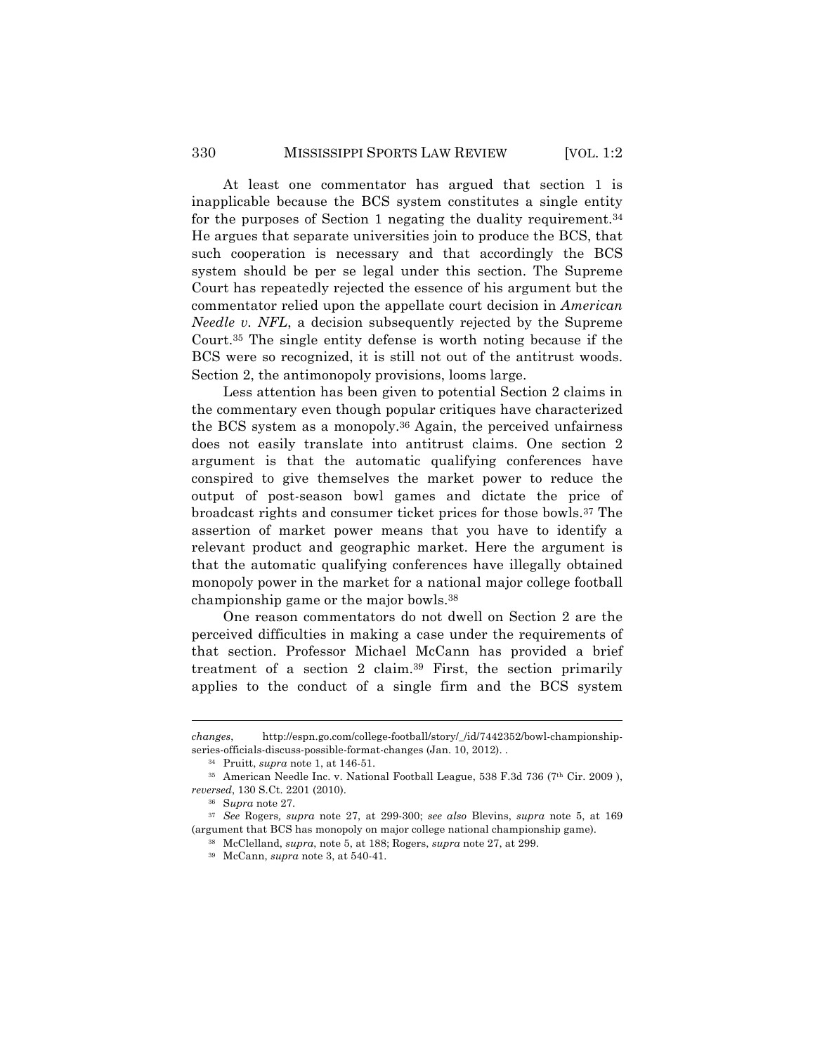At least one commentator has argued that section 1 is inapplicable because the BCS system constitutes a single entity for the purposes of Section 1 negating the duality requirement.[34] He argues that separate universities join to produce the BCS, that such cooperation is necessary and that accordingly the BCS system should be per se legal under this section. The Supreme Court has repeatedly rejected the essence of his argument but the commentator relied upon the appellate court decision in *American Needle v. NFL*, a decision subsequently rejected by the Supreme Court.[35] The single entity defense is worth noting because if the BCS were so recognized, it is still not out of the antitrust woods. Section 2, the antimonopoly provisions, looms large.

Less attention has been given to potential Section 2 claims in the commentary even though popular critiques have characterized the BCS system as a monopoly.[36] Again, the perceived unfairness does not easily translate into antitrust claims. One section 2 argument is that the automatic qualifying conferences have conspired to give themselves the market power to reduce the output of post-season bowl games and dictate the price of broadcast rights and consumer ticket prices for those bowls.[37] The assertion of market power means that you have to identify a relevant product and geographic market. Here the argument is that the automatic qualifying conferences have illegally obtained monopoly power in the market for a national major college football championship game or the major bowls.[38]

One reason commentators do not dwell on Section 2 are the perceived difficulties in making a case under the requirements of that section. Professor Michael McCann has provided a brief treatment of a section 2 claim.[39] First, the section primarily applies to the conduct of a single firm and the BCS system

---

*changes*, http://espn.go.com/college-football/story/_/id/7442352/bowl-championship-series-officials-discuss-possible-format-changes (Jan. 10, 2012). .

[34] Pruitt, *supra* note 1, at 146-51.

[35] American Needle Inc. v. National Football League, 538 F.3d 736 (7th Cir. 2009 ), *reversed*, 130 S.Ct. 2201 (2010).

[36] S*upra* note 27.

[37] *See* Rogers*, supra* note 27, at 299-300; *see also* Blevins, *supra* note 5, at 169 (argument that BCS has monopoly on major college national championship game).

[38] McClelland, *supra*, note 5, at 188; Rogers, *supra* note 27, at 299.

[39] McCann, *supra* note 3, at 540-41.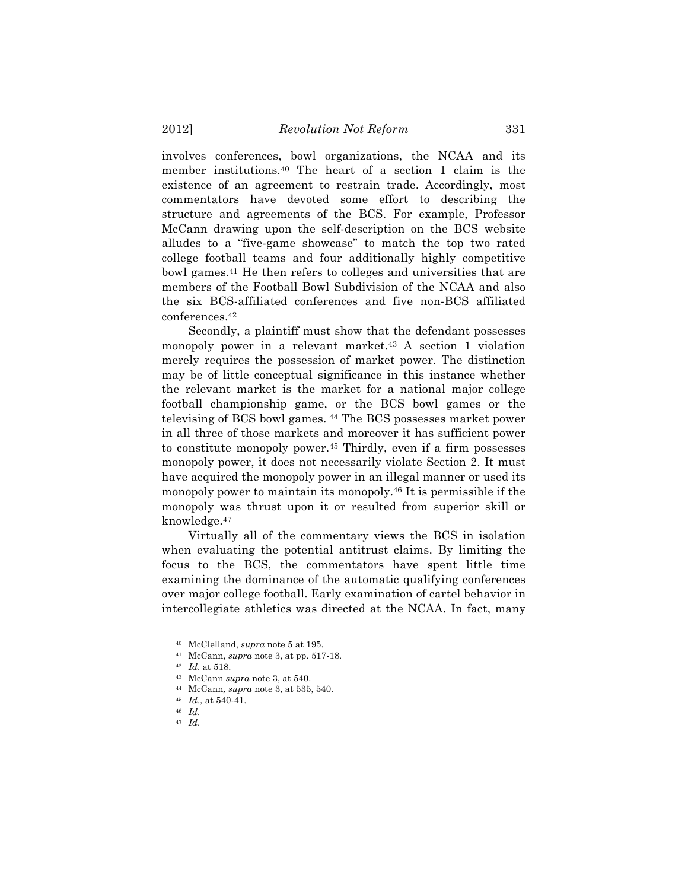involves conferences, bowl organizations, the NCAA and its member institutions.[40] The heart of a section 1 claim is the existence of an agreement to restrain trade. Accordingly, most commentators have devoted some effort to describing the structure and agreements of the BCS. For example, Professor McCann drawing upon the self-description on the BCS website alludes to a "five-game showcase" to match the top two rated college football teams and four additionally highly competitive bowl games.[41] He then refers to colleges and universities that are members of the Football Bowl Subdivision of the NCAA and also the six BCS-affiliated conferences and five non-BCS affiliated conferences.[42]

Secondly, a plaintiff must show that the defendant possesses monopoly power in a relevant market.[43] A section 1 violation merely requires the possession of market power. The distinction may be of little conceptual significance in this instance whether the relevant market is the market for a national major college football championship game, or the BCS bowl games or the televising of BCS bowl games. [44] The BCS possesses market power in all three of those markets and moreover it has sufficient power to constitute monopoly power.[45] Thirdly, even if a firm possesses monopoly power, it does not necessarily violate Section 2. It must have acquired the monopoly power in an illegal manner or used its monopoly power to maintain its monopoly.[46] It is permissible if the monopoly was thrust upon it or resulted from superior skill or knowledge.[47]

Virtually all of the commentary views the BCS in isolation when evaluating the potential antitrust claims. By limiting the focus to the BCS, the commentators have spent little time examining the dominance of the automatic qualifying conferences over major college football. Early examination of cartel behavior in intercollegiate athletics was directed at the NCAA. In fact, many

---

[40] McClelland, *supra* note 5 at 195.

[41] McCann, *supra* note 3, at pp. 517-18.

[42] *Id*. at 518.

[43] McCann *supra* note 3, at 540.

[44] McCann, *supra* note 3, at 535, 540.

[45] *Id*., at 540-41.

[46] *Id*.

[47] *Id*.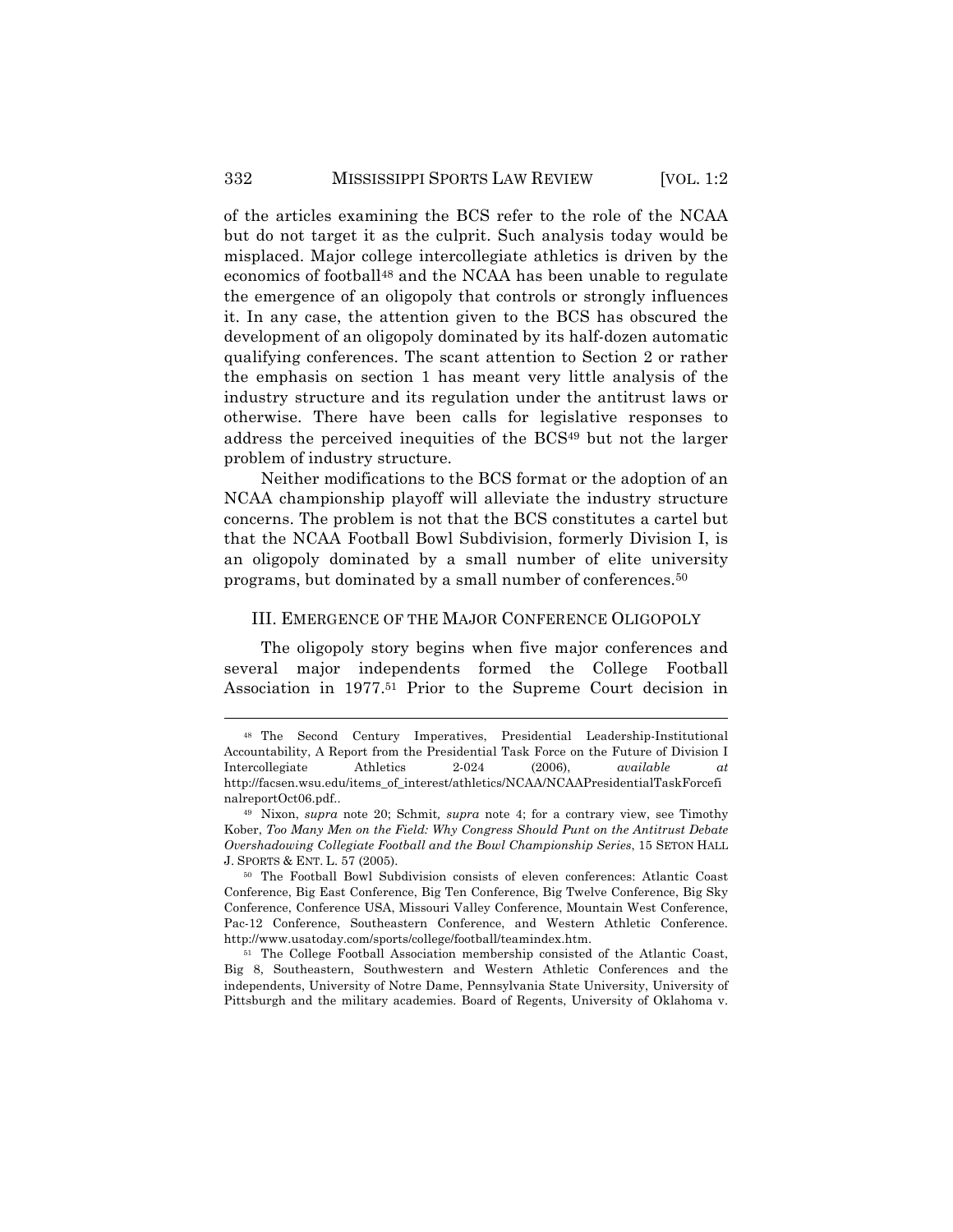of the articles examining the BCS refer to the role of the NCAA but do not target it as the culprit. Such analysis today would be misplaced. Major college intercollegiate athletics is driven by the economics of football[48] and the NCAA has been unable to regulate the emergence of an oligopoly that controls or strongly influences it. In any case, the attention given to the BCS has obscured the development of an oligopoly dominated by its half-dozen automatic qualifying conferences. The scant attention to Section 2 or rather the emphasis on section 1 has meant very little analysis of the industry structure and its regulation under the antitrust laws or otherwise. There have been calls for legislative responses to address the perceived inequities of the BCS[49] but not the larger problem of industry structure.

Neither modifications to the BCS format or the adoption of an NCAA championship playoff will alleviate the industry structure concerns. The problem is not that the BCS constitutes a cartel but that the NCAA Football Bowl Subdivision, formerly Division I, is an oligopoly dominated by a small number of elite university programs, but dominated by a small number of conferences.[50]

## III. EMERGENCE OF THE MAJOR CONFERENCE OLIGOPOLY

The oligopoly story begins when five major conferences and several major independents formed the College Football Association in 1977.[51] Prior to the Supreme Court decision in

---

[48] The Second Century Imperatives, Presidential Leadership-Institutional Accountability, A Report from the Presidential Task Force on the Future of Division I Intercollegiate Athletics 2-024 (2006), *available at* http://facsen.wsu.edu/items_of_interest/athletics/NCAA/NCAAPresidentialTaskForcefinalreportOct06.pdf..

[49] Nixon, *supra* note 20; Schmit, *supra* note 4; for a contrary view, see Timothy Kober, *Too Many Men on the Field: Why Congress Should Punt on the Antitrust Debate Overshadowing Collegiate Football and the Bowl Championship Series*, 15 SETON HALL J. SPORTS & ENT. L. 57 (2005).

[50] The Football Bowl Subdivision consists of eleven conferences: Atlantic Coast Conference, Big East Conference, Big Ten Conference, Big Twelve Conference, Big Sky Conference, Conference USA, Missouri Valley Conference, Mountain West Conference, Pac-12 Conference, Southeastern Conference, and Western Athletic Conference. http://www.usatoday.com/sports/college/football/teamindex.htm.

[51] The College Football Association membership consisted of the Atlantic Coast, Big 8, Southeastern, Southwestern and Western Athletic Conferences and the independents, University of Notre Dame, Pennsylvania State University, University of Pittsburgh and the military academies. Board of Regents, University of Oklahoma v.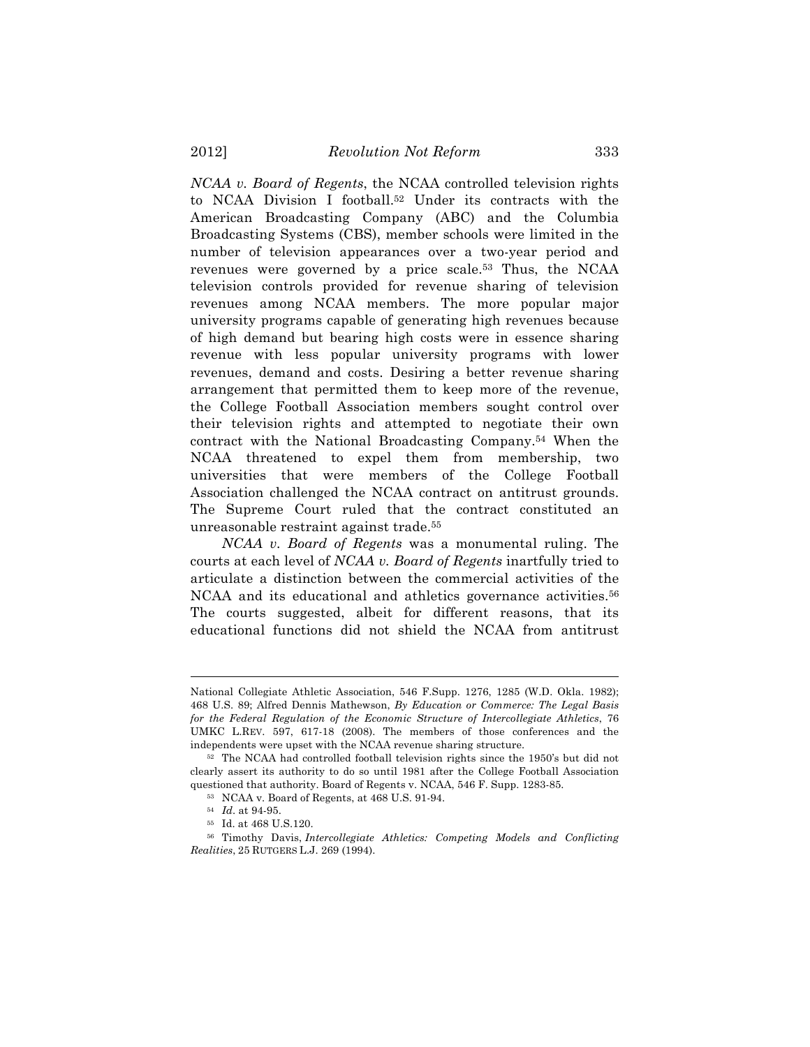*NCAA v. Board of Regents*, the NCAA controlled television rights to NCAA Division I football.[52] Under its contracts with the American Broadcasting Company (ABC) and the Columbia Broadcasting Systems (CBS), member schools were limited in the number of television appearances over a two-year period and revenues were governed by a price scale.[53] Thus, the NCAA television controls provided for revenue sharing of television revenues among NCAA members. The more popular major university programs capable of generating high revenues because of high demand but bearing high costs were in essence sharing revenue with less popular university programs with lower revenues, demand and costs. Desiring a better revenue sharing arrangement that permitted them to keep more of the revenue, the College Football Association members sought control over their television rights and attempted to negotiate their own contract with the National Broadcasting Company.[54] When the NCAA threatened to expel them from membership, two universities that were members of the College Football Association challenged the NCAA contract on antitrust grounds. The Supreme Court ruled that the contract constituted an unreasonable restraint against trade.[55]

*NCAA v. Board of Regents* was a monumental ruling. The courts at each level of *NCAA v. Board of Regents* inartfully tried to articulate a distinction between the commercial activities of the NCAA and its educational and athletics governance activities.[56] The courts suggested, albeit for different reasons, that its educational functions did not shield the NCAA from antitrust

---

National Collegiate Athletic Association, 546 F.Supp. 1276, 1285 (W.D. Okla. 1982); 468 U.S. 89; Alfred Dennis Mathewson, *By Education or Commerce: The Legal Basis for the Federal Regulation of the Economic Structure of Intercollegiate Athletics*, 76 UMKC L.REV. 597, 617-18 (2008). The members of those conferences and the independents were upset with the NCAA revenue sharing structure.

[52] The NCAA had controlled football television rights since the 1950's but did not clearly assert its authority to do so until 1981 after the College Football Association questioned that authority. Board of Regents v. NCAA, 546 F. Supp. 1283-85.

[53] NCAA v. Board of Regents, at 468 U.S. 91-94.

[54] *Id*. at 94-95.

[55] Id. at 468 U.S.120.

[56] Timothy Davis, *Intercollegiate Athletics: Competing Models and Conflicting Realities*, 25 RUTGERS L.J. 269 (1994).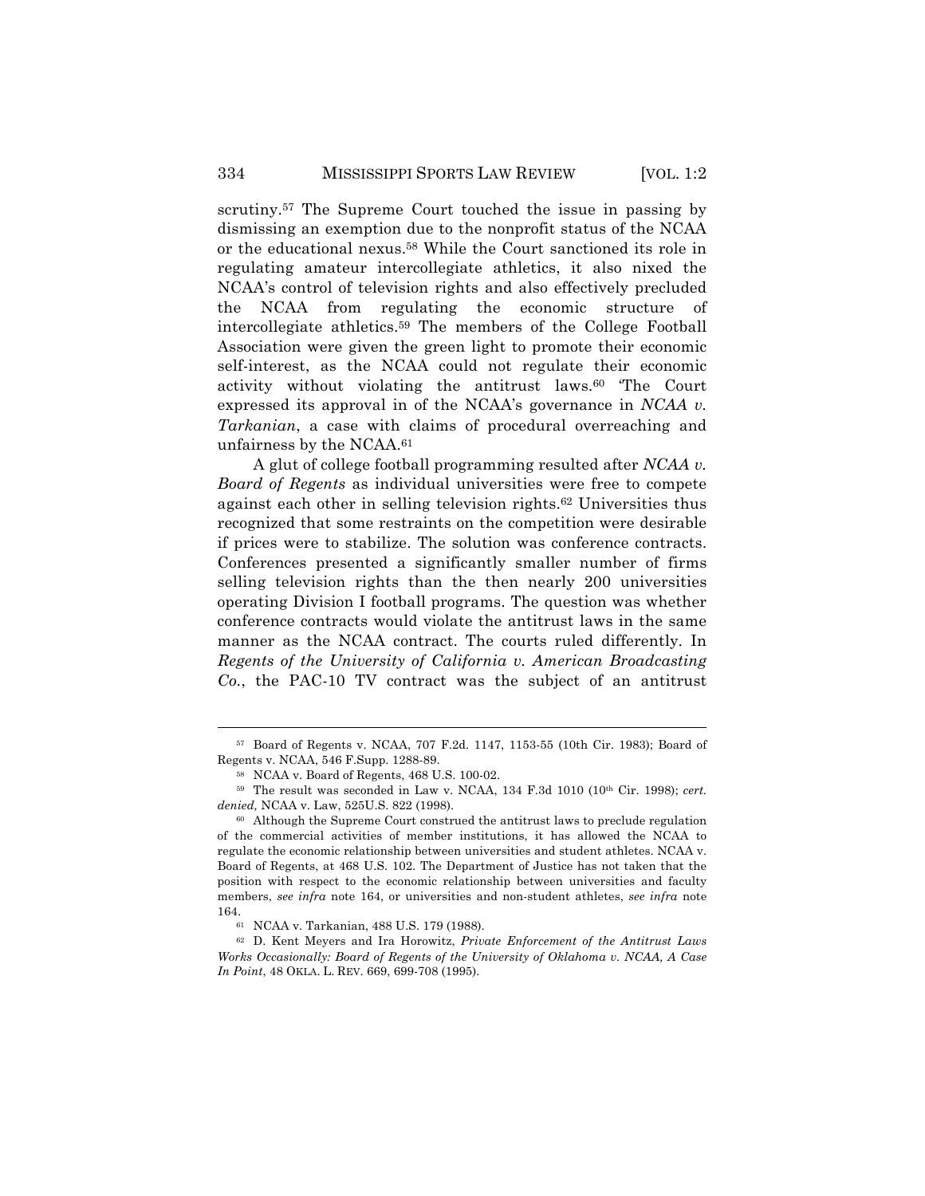scrutiny.[57] The Supreme Court touched the issue in passing by dismissing an exemption due to the nonprofit status of the NCAA or the educational nexus.[58] While the Court sanctioned its role in regulating amateur intercollegiate athletics, it also nixed the NCAA's control of television rights and also effectively precluded the NCAA from regulating the economic structure of intercollegiate athletics.[59] The members of the College Football Association were given the green light to promote their economic self-interest, as the NCAA could not regulate their economic activity without violating the antitrust laws.[60] 'The Court expressed its approval in of the NCAA's governance in *NCAA v. Tarkanian*, a case with claims of procedural overreaching and unfairness by the NCAA.[61]

A glut of college football programming resulted after *NCAA v. Board of Regents* as individual universities were free to compete against each other in selling television rights.[62] Universities thus recognized that some restraints on the competition were desirable if prices were to stabilize. The solution was conference contracts. Conferences presented a significantly smaller number of firms selling television rights than the then nearly 200 universities operating Division I football programs. The question was whether conference contracts would violate the antitrust laws in the same manner as the NCAA contract. The courts ruled differently. In *Regents of the University of California v. American Broadcasting Co.*, the PAC-10 TV contract was the subject of an antitrust

---

[57] Board of Regents v. NCAA, 707 F.2d. 1147, 1153-55 (10th Cir. 1983); Board of Regents v. NCAA, 546 F.Supp. 1288-89.

[58] NCAA v. Board of Regents, 468 U.S. 100-02.

[59] The result was seconded in Law v. NCAA, 134 F.3d 1010 (10th Cir. 1998); *cert. denied,* NCAA v. Law, 525U.S. 822 (1998).

[60] Although the Supreme Court construed the antitrust laws to preclude regulation of the commercial activities of member institutions, it has allowed the NCAA to regulate the economic relationship between universities and student athletes. NCAA v. Board of Regents, at 468 U.S. 102. The Department of Justice has not taken that the position with respect to the economic relationship between universities and faculty members, *see infra* note 164, or universities and non-student athletes, *see infra* note 164.

[61] NCAA v. Tarkanian, 488 U.S. 179 (1988).

[62] D. Kent Meyers and Ira Horowitz, *Private Enforcement of the Antitrust Laws Works Occasionally: Board of Regents of the University of Oklahoma v. NCAA, A Case In Point*, 48 OKLA. L. REV. 669, 699-708 (1995).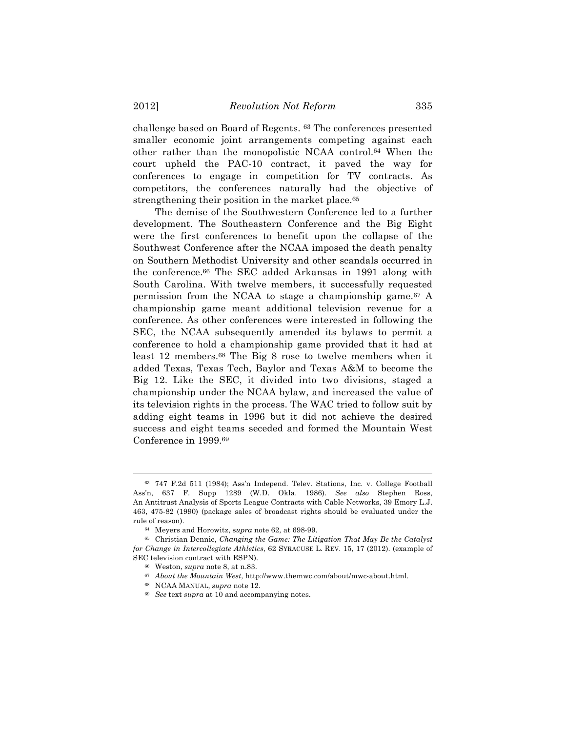challenge based on Board of Regents. [63] The conferences presented smaller economic joint arrangements competing against each other rather than the monopolistic NCAA control.[64] When the court upheld the PAC-10 contract, it paved the way for conferences to engage in competition for TV contracts. As competitors, the conferences naturally had the objective of strengthening their position in the market place.[65]

The demise of the Southwestern Conference led to a further development. The Southeastern Conference and the Big Eight were the first conferences to benefit upon the collapse of the Southwest Conference after the NCAA imposed the death penalty on Southern Methodist University and other scandals occurred in the conference.[66] The SEC added Arkansas in 1991 along with South Carolina. With twelve members, it successfully requested permission from the NCAA to stage a championship game.[67] A championship game meant additional television revenue for a conference. As other conferences were interested in following the SEC, the NCAA subsequently amended its bylaws to permit a conference to hold a championship game provided that it had at least 12 members.[68] The Big 8 rose to twelve members when it added Texas, Texas Tech, Baylor and Texas A&M to become the Big 12. Like the SEC, it divided into two divisions, staged a championship under the NCAA bylaw, and increased the value of its television rights in the process. The WAC tried to follow suit by adding eight teams in 1996 but it did not achieve the desired success and eight teams seceded and formed the Mountain West Conference in 1999.[69]

---

[63] 747 F.2d 511 (1984); Ass'n Independ. Telev. Stations, Inc. v. College Football Ass'n, 637 F. Supp 1289 (W.D. Okla. 1986). *See also* Stephen Ross, An Antitrust Analysis of Sports League Contracts with Cable Networks, 39 Emory L.J. 463, 475-82 (1990) (package sales of broadcast rights should be evaluated under the rule of reason).

[64] Meyers and Horowitz, *supra* note 62, at 698-99.

[65] Christian Dennie, *Changing the Game: The Litigation That May Be the Catalyst for Change in Intercollegiate Athletics*, 62 SYRACUSE L. REV. 15, 17 (2012). (example of SEC television contract with ESPN).

[66] Weston, *supra* note 8, at n.83.

[67] *About the Mountain West*, http://www.themwc.com/about/mwc-about.html.

[68] NCAA MANUAL, *supra* note 12.

[69] *See* text *supra* at 10 and accompanying notes.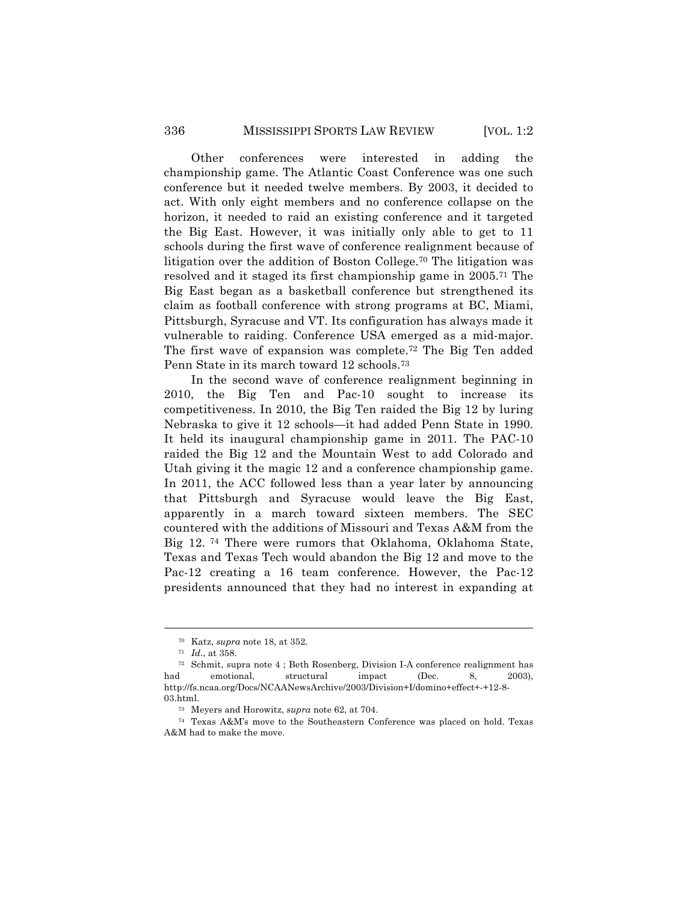Other conferences were interested in adding the championship game. The Atlantic Coast Conference was one such conference but it needed twelve members. By 2003, it decided to act. With only eight members and no conference collapse on the horizon, it needed to raid an existing conference and it targeted the Big East. However, it was initially only able to get to 11 schools during the first wave of conference realignment because of litigation over the addition of Boston College.[70] The litigation was resolved and it staged its first championship game in 2005.[71] The Big East began as a basketball conference but strengthened its claim as football conference with strong programs at BC, Miami, Pittsburgh, Syracuse and VT. Its configuration has always made it vulnerable to raiding. Conference USA emerged as a mid-major. The first wave of expansion was complete.[72] The Big Ten added Penn State in its march toward 12 schools.[73]

In the second wave of conference realignment beginning in 2010, the Big Ten and Pac-10 sought to increase its competitiveness. In 2010, the Big Ten raided the Big 12 by luring Nebraska to give it 12 schools—it had added Penn State in 1990. It held its inaugural championship game in 2011. The PAC-10 raided the Big 12 and the Mountain West to add Colorado and Utah giving it the magic 12 and a conference championship game. In 2011, the ACC followed less than a year later by announcing that Pittsburgh and Syracuse would leave the Big East, apparently in a march toward sixteen members. The SEC countered with the additions of Missouri and Texas A&M from the Big 12. [74] There were rumors that Oklahoma, Oklahoma State, Texas and Texas Tech would abandon the Big 12 and move to the Pac-12 creating a 16 team conference. However, the Pac-12 presidents announced that they had no interest in expanding at

---

[70] Katz, *supra* note 18, at 352.

[71] *Id*., at 358.

[72] Schmit, supra note 4 ; Beth Rosenberg, Division I-A conference realignment has had emotional, structural impact (Dec. 8, 2003), http://fs.ncaa.org/Docs/NCAANewsArchive/2003/Division+I/domino+effect+-+12-8-03.html.

[73] Meyers and Horowitz, *supra* note 62, at 704.

[74] Texas A&M's move to the Southeastern Conference was placed on hold. Texas A&M had to make the move.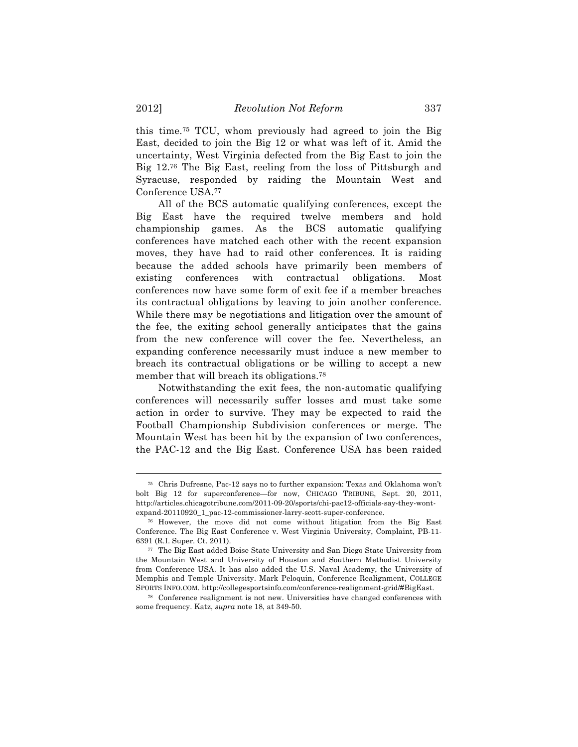this time.[75] TCU, whom previously had agreed to join the Big East, decided to join the Big 12 or what was left of it. Amid the uncertainty, West Virginia defected from the Big East to join the Big 12.[76] The Big East, reeling from the loss of Pittsburgh and Syracuse, responded by raiding the Mountain West and Conference USA.[77]

All of the BCS automatic qualifying conferences, except the Big East have the required twelve members and hold championship games. As the BCS automatic qualifying conferences have matched each other with the recent expansion moves, they have had to raid other conferences. It is raiding because the added schools have primarily been members of existing conferences with contractual obligations. Most conferences now have some form of exit fee if a member breaches its contractual obligations by leaving to join another conference. While there may be negotiations and litigation over the amount of the fee, the exiting school generally anticipates that the gains from the new conference will cover the fee. Nevertheless, an expanding conference necessarily must induce a new member to breach its contractual obligations or be willing to accept a new member that will breach its obligations.[78]

Notwithstanding the exit fees, the non-automatic qualifying conferences will necessarily suffer losses and must take some action in order to survive. They may be expected to raid the Football Championship Subdivision conferences or merge. The Mountain West has been hit by the expansion of two conferences, the PAC-12 and the Big East. Conference USA has been raided

---

[75] Chris Dufresne, Pac-12 says no to further expansion: Texas and Oklahoma won't bolt Big 12 for superconference—for now, CHICAGO TRIBUNE, Sept. 20, 2011, http://articles.chicagotribune.com/2011-09-20/sports/chi-pac12-officials-say-they-wont-expand-20110920_1_pac-12-commissioner-larry-scott-super-conference.

[76] However, the move did not come without litigation from the Big East Conference. The Big East Conference v. West Virginia University, Complaint, PB-11-6391 (R.I. Super. Ct. 2011).

[77] The Big East added Boise State University and San Diego State University from the Mountain West and University of Houston and Southern Methodist University from Conference USA. It has also added the U.S. Naval Academy, the University of Memphis and Temple University. Mark Peloquin, Conference Realignment, COLLEGE SPORTS INFO.COM. http://collegesportsinfo.com/conference-realignment-grid/#BigEast.

[78] Conference realignment is not new. Universities have changed conferences with some frequency. Katz, *supra* note 18, at 349-50.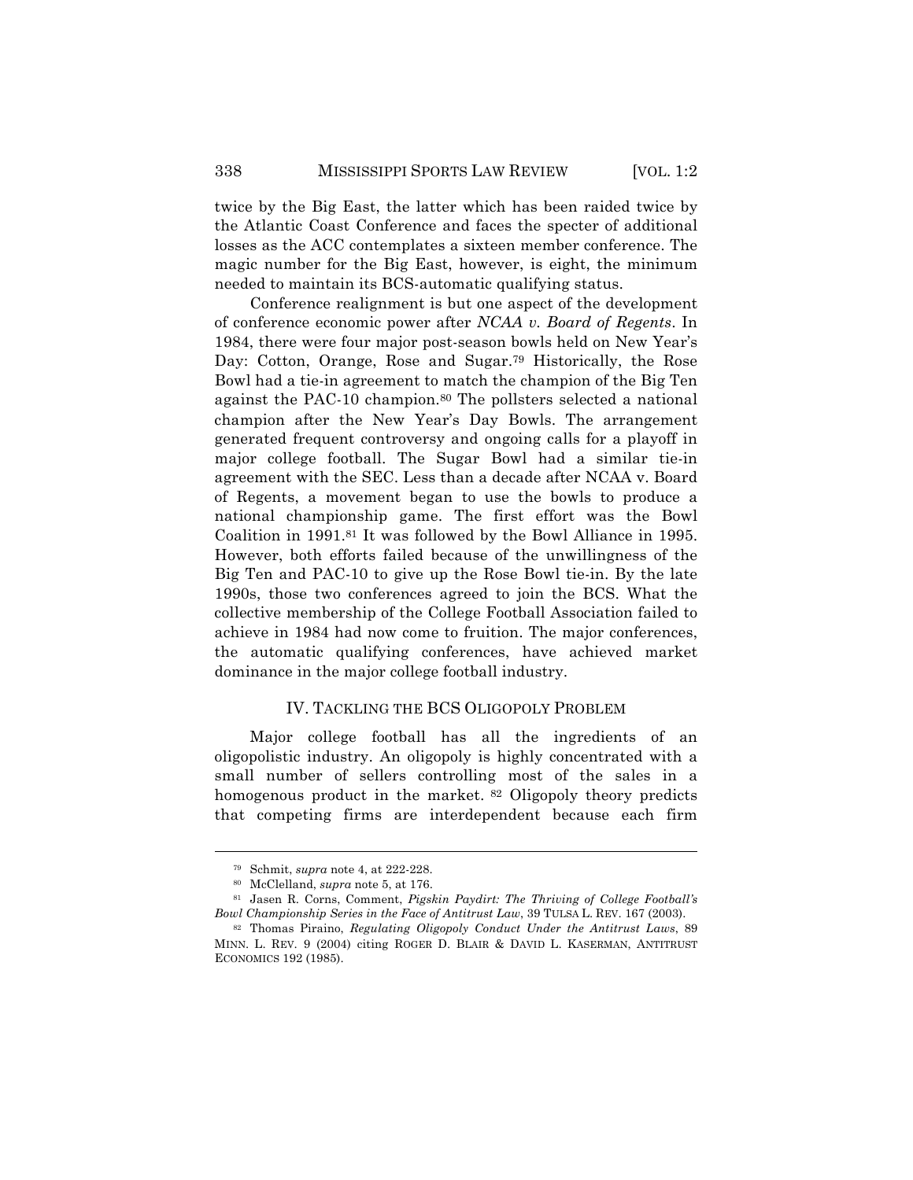twice by the Big East, the latter which has been raided twice by the Atlantic Coast Conference and faces the specter of additional losses as the ACC contemplates a sixteen member conference. The magic number for the Big East, however, is eight, the minimum needed to maintain its BCS-automatic qualifying status.

Conference realignment is but one aspect of the development of conference economic power after *NCAA v. Board of Regents*. In 1984, there were four major post-season bowls held on New Year's Day: Cotton, Orange, Rose and Sugar.[79] Historically, the Rose Bowl had a tie-in agreement to match the champion of the Big Ten against the PAC-10 champion.[80] The pollsters selected a national champion after the New Year's Day Bowls. The arrangement generated frequent controversy and ongoing calls for a playoff in major college football. The Sugar Bowl had a similar tie-in agreement with the SEC. Less than a decade after NCAA v. Board of Regents, a movement began to use the bowls to produce a national championship game. The first effort was the Bowl Coalition in 1991.[81] It was followed by the Bowl Alliance in 1995. However, both efforts failed because of the unwillingness of the Big Ten and PAC-10 to give up the Rose Bowl tie-in. By the late 1990s, those two conferences agreed to join the BCS. What the collective membership of the College Football Association failed to achieve in 1984 had now come to fruition. The major conferences, the automatic qualifying conferences, have achieved market dominance in the major college football industry.

## IV. TACKLING THE BCS OLIGOPOLY PROBLEM

Major college football has all the ingredients of an oligopolistic industry. An oligopoly is highly concentrated with a small number of sellers controlling most of the sales in a homogenous product in the market. [82] Oligopoly theory predicts that competing firms are interdependent because each firm

---

[79] Schmit, *supra* note 4, at 222-228.

[80] McClelland, *supra* note 5, at 176.

[81] Jasen R. Corns, Comment, *Pigskin Paydirt: The Thriving of College Football's Bowl Championship Series in the Face of Antitrust Law*, 39 TULSA L. REV. 167 (2003).

[82] Thomas Piraino, *Regulating Oligopoly Conduct Under the Antitrust Laws*, 89 MINN. L. REV. 9 (2004) citing ROGER D. BLAIR & DAVID L. KASERMAN, ANTITRUST ECONOMICS 192 (1985).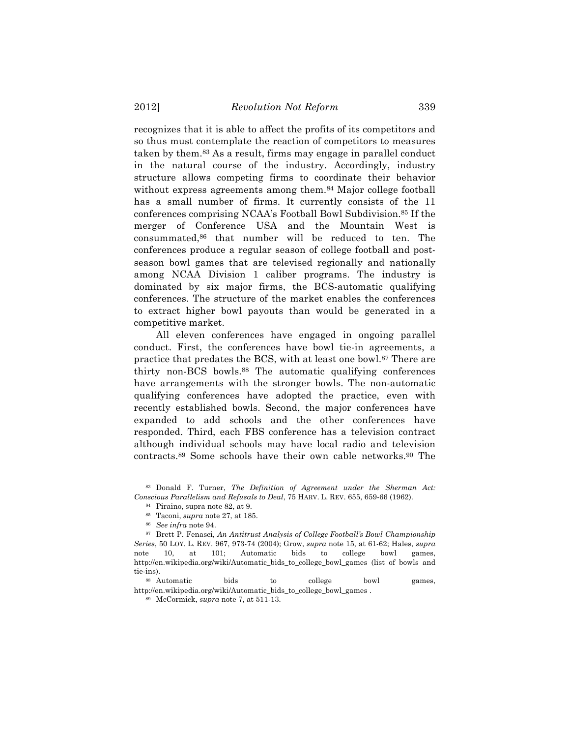recognizes that it is able to affect the profits of its competitors and so thus must contemplate the reaction of competitors to measures taken by them.[83] As a result, firms may engage in parallel conduct in the natural course of the industry. Accordingly, industry structure allows competing firms to coordinate their behavior without express agreements among them.[84] Major college football has a small number of firms. It currently consists of the 11 conferences comprising NCAA's Football Bowl Subdivision.[85] If the merger of Conference USA and the Mountain West is consummated,[86] that number will be reduced to ten. The conferences produce a regular season of college football and post-season bowl games that are televised regionally and nationally among NCAA Division 1 caliber programs. The industry is dominated by six major firms, the BCS-automatic qualifying conferences. The structure of the market enables the conferences to extract higher bowl payouts than would be generated in a competitive market.

All eleven conferences have engaged in ongoing parallel conduct. First, the conferences have bowl tie-in agreements, a practice that predates the BCS, with at least one bowl.[87] There are thirty non-BCS bowls.[88] The automatic qualifying conferences have arrangements with the stronger bowls. The non-automatic qualifying conferences have adopted the practice, even with recently established bowls. Second, the major conferences have expanded to add schools and the other conferences have responded. Third, each FBS conference has a television contract although individual schools may have local radio and television contracts.[89] Some schools have their own cable networks.[90] The

---

[83] Donald F. Turner, *The Definition of Agreement under the Sherman Act: Conscious Parallelism and Refusals to Deal*, 75 HARV. L. REV. 655, 659-66 (1962).

[84] Piraino, supra note 82, at 9.

[85] Taconi, *supra* note 27, at 185.

[86] *See infra* note 94.

[87] Brett P. Fenasci, *An Antitrust Analysis of College Football's Bowl Championship Series*, 50 LOY. L. REV. 967, 973-74 (2004); Grow, *supra* note 15, at 61-62; Hales, *supra* note 10, at 101; Automatic bids to college bowl games, http://en.wikipedia.org/wiki/Automatic_bids_to_college_bowl_games (list of bowls and tie-ins).

[88] Automatic bids to college bowl games, http://en.wikipedia.org/wiki/Automatic_bids_to_college_bowl_games .

[89] McCormick, *supra* note 7, at 511-13.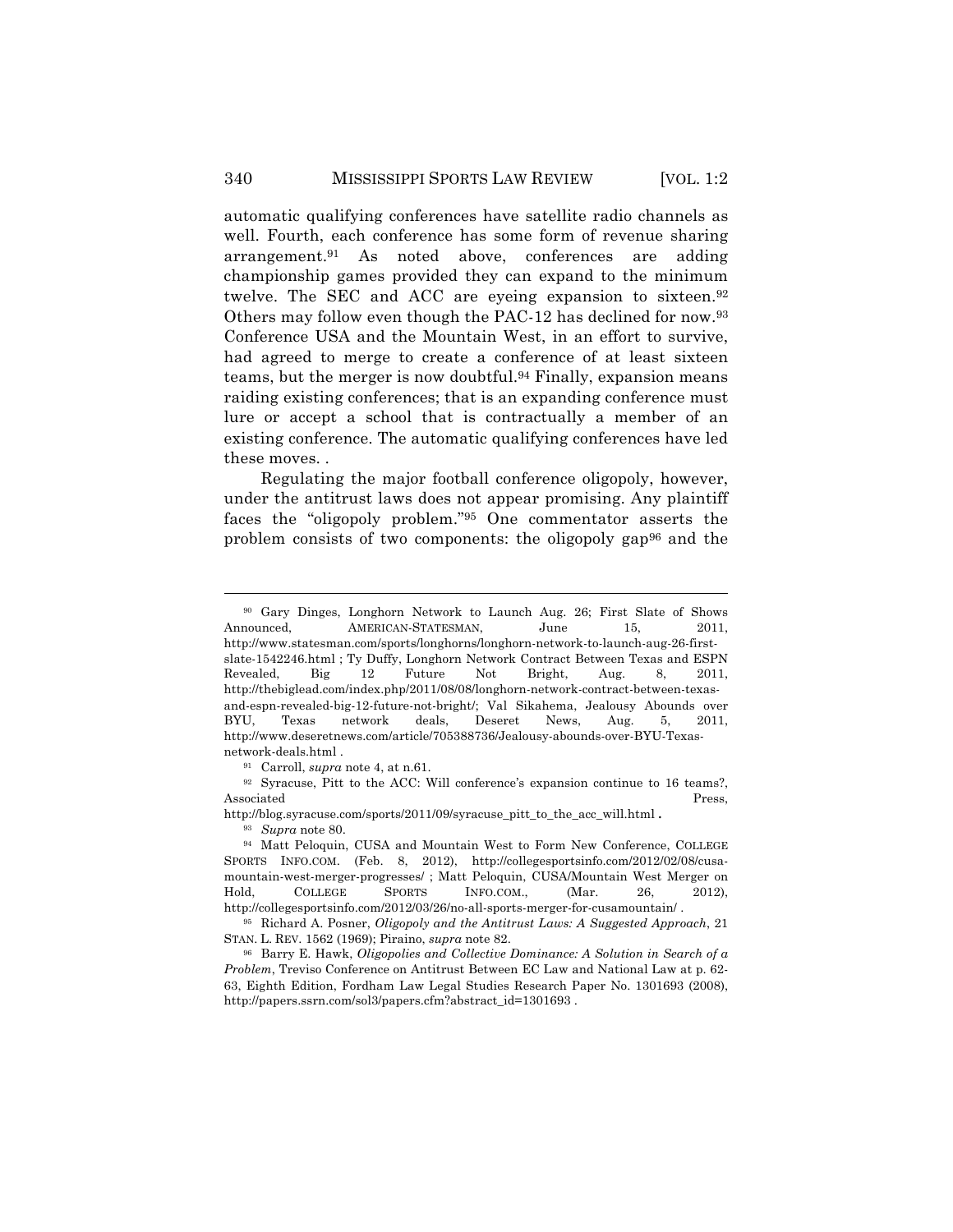automatic qualifying conferences have satellite radio channels as well. Fourth, each conference has some form of revenue sharing arrangement.[91] As noted above, conferences are adding championship games provided they can expand to the minimum twelve. The SEC and ACC are eyeing expansion to sixteen.[92] Others may follow even though the PAC-12 has declined for now.[93] Conference USA and the Mountain West, in an effort to survive, had agreed to merge to create a conference of at least sixteen teams, but the merger is now doubtful.[94] Finally, expansion means raiding existing conferences; that is an expanding conference must lure or accept a school that is contractually a member of an existing conference. The automatic qualifying conferences have led these moves. .

Regulating the major football conference oligopoly, however, under the antitrust laws does not appear promising. Any plaintiff faces the "oligopoly problem."[95] One commentator asserts the problem consists of two components: the oligopoly gap[96] and the

---

[90] Gary Dinges, Longhorn Network to Launch Aug. 26; First Slate of Shows Announced, AMERICAN-STATESMAN, June 15, 2011, http://www.statesman.com/sports/longhorns/longhorn-network-to-launch-aug-26-first-slate-1542246.html ; Ty Duffy, Longhorn Network Contract Between Texas and ESPN Revealed, Big 12 Future Not Bright, Aug. 8, 2011, http://thebiglead.com/index.php/2011/08/08/longhorn-network-contract-between-texas-and-espn-revealed-big-12-future-not-bright/; Val Sikahema, Jealousy Abounds over BYU, Texas network deals, Deseret News, Aug. 5, 2011, http://www.deseretnews.com/article/705388736/Jealousy-abounds-over-BYU-Texas-network-deals.html .

[91] Carroll, *supra* note 4, at n.61.

[92] Syracuse, Pitt to the ACC: Will conference's expansion continue to 16 teams?, Associated Press, http://blog.syracuse.com/sports/2011/09/syracuse_pitt_to_the_acc_will.html **.**

[93] *Supra* note 80.

[94] Matt Peloquin, CUSA and Mountain West to Form New Conference, COLLEGE SPORTS INFO.COM. (Feb. 8, 2012), http://collegesportsinfo.com/2012/02/08/cusa-mountain-west-merger-progresses/ ; Matt Peloquin, CUSA/Mountain West Merger on Hold, COLLEGE SPORTS INFO.COM., (Mar. 26, 2012), http://collegesportsinfo.com/2012/03/26/no-all-sports-merger-for-cusamountain/ .

[95] Richard A. Posner, *Oligopoly and the Antitrust Laws: A Suggested Approach*, 21 STAN. L. REV. 1562 (1969); Piraino, *supra* note 82.

[96] Barry E. Hawk, *Oligopolies and Collective Dominance: A Solution in Search of a Problem*, Treviso Conference on Antitrust Between EC Law and National Law at p. 62-63, Eighth Edition, Fordham Law Legal Studies Research Paper No. 1301693 (2008), http://papers.ssrn.com/sol3/papers.cfm?abstract_id=1301693 .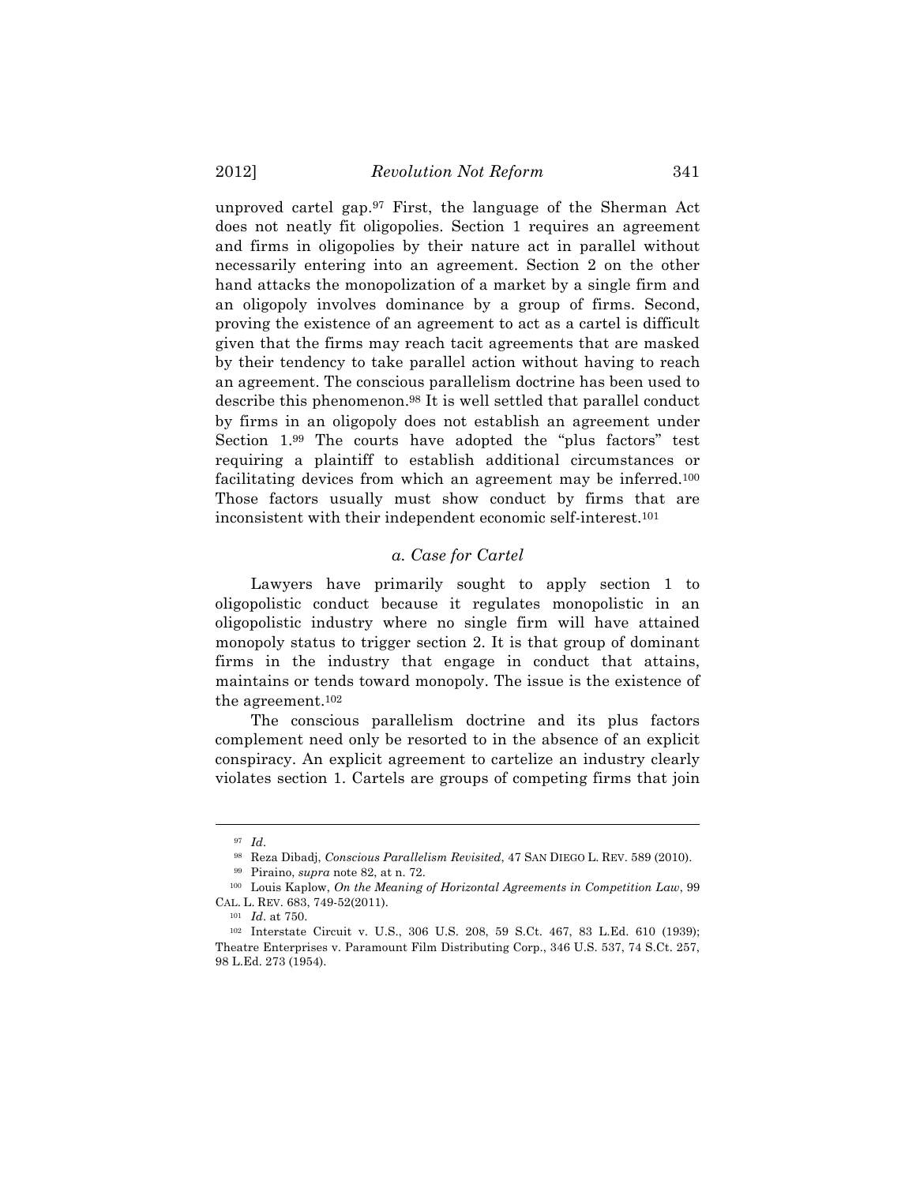unproved cartel gap.[97] First, the language of the Sherman Act does not neatly fit oligopolies. Section 1 requires an agreement and firms in oligopolies by their nature act in parallel without necessarily entering into an agreement. Section 2 on the other hand attacks the monopolization of a market by a single firm and an oligopoly involves dominance by a group of firms. Second, proving the existence of an agreement to act as a cartel is difficult given that the firms may reach tacit agreements that are masked by their tendency to take parallel action without having to reach an agreement. The conscious parallelism doctrine has been used to describe this phenomenon.[98] It is well settled that parallel conduct by firms in an oligopoly does not establish an agreement under Section 1.[99] The courts have adopted the "plus factors" test requiring a plaintiff to establish additional circumstances or facilitating devices from which an agreement may be inferred.[100] Those factors usually must show conduct by firms that are inconsistent with their independent economic self-interest.[101]

### *a. Case for Cartel*

Lawyers have primarily sought to apply section 1 to oligopolistic conduct because it regulates monopolistic in an oligopolistic industry where no single firm will have attained monopoly status to trigger section 2. It is that group of dominant firms in the industry that engage in conduct that attains, maintains or tends toward monopoly. The issue is the existence of the agreement.[102]

The conscious parallelism doctrine and its plus factors complement need only be resorted to in the absence of an explicit conspiracy. An explicit agreement to cartelize an industry clearly violates section 1. Cartels are groups of competing firms that join

---

[97] *Id*.

[98] Reza Dibadj, *Conscious Parallelism Revisited*, 47 SAN DIEGO L. REV. 589 (2010).

[99] Piraino, *supra* note 82, at n. 72.

[100] Louis Kaplow, *On the Meaning of Horizontal Agreements in Competition Law*, 99 CAL. L. REV. 683, 749-52(2011).

[101] *Id*. at 750.

[102] Interstate Circuit v. U.S., 306 U.S. 208, 59 S.Ct. 467, 83 L.Ed. 610 (1939); Theatre Enterprises v. Paramount Film Distributing Corp., 346 U.S. 537, 74 S.Ct. 257, 98 L.Ed. 273 (1954).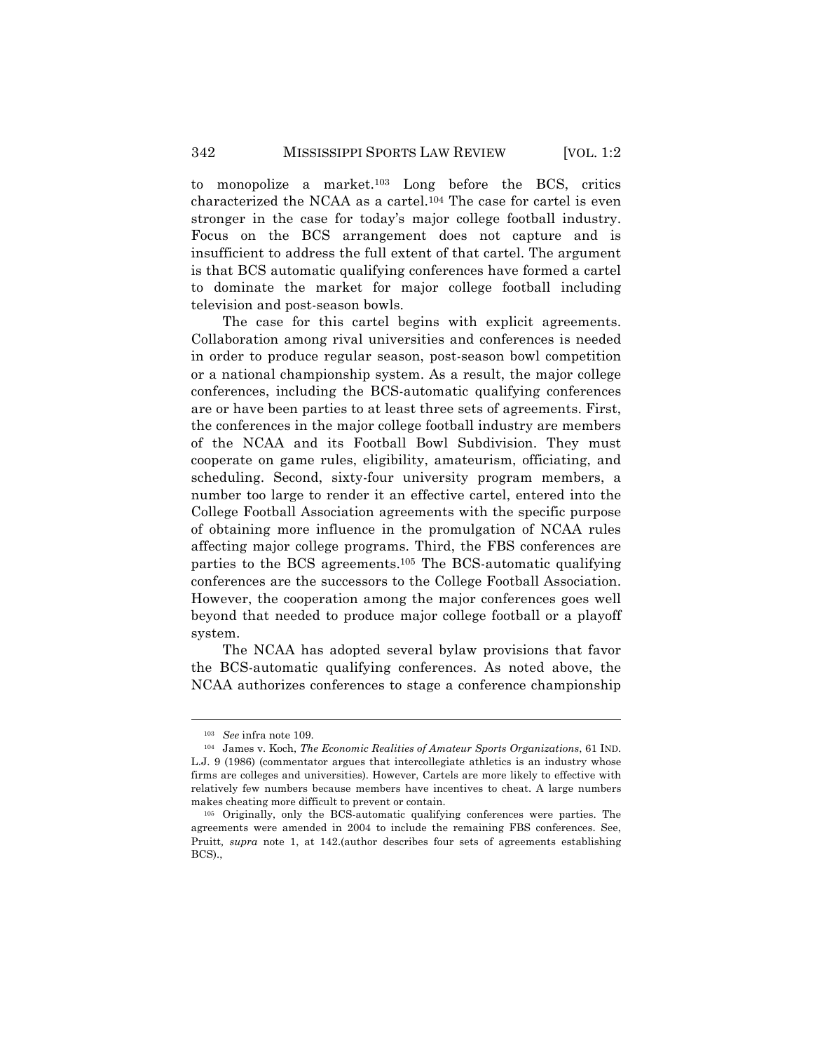to monopolize a market.[103] Long before the BCS, critics characterized the NCAA as a cartel.[104] The case for cartel is even stronger in the case for today's major college football industry. Focus on the BCS arrangement does not capture and is insufficient to address the full extent of that cartel. The argument is that BCS automatic qualifying conferences have formed a cartel to dominate the market for major college football including television and post-season bowls.

The case for this cartel begins with explicit agreements. Collaboration among rival universities and conferences is needed in order to produce regular season, post-season bowl competition or a national championship system. As a result, the major college conferences, including the BCS-automatic qualifying conferences are or have been parties to at least three sets of agreements. First, the conferences in the major college football industry are members of the NCAA and its Football Bowl Subdivision. They must cooperate on game rules, eligibility, amateurism, officiating, and scheduling. Second, sixty-four university program members, a number too large to render it an effective cartel, entered into the College Football Association agreements with the specific purpose of obtaining more influence in the promulgation of NCAA rules affecting major college programs. Third, the FBS conferences are parties to the BCS agreements.[105] The BCS-automatic qualifying conferences are the successors to the College Football Association. However, the cooperation among the major conferences goes well beyond that needed to produce major college football or a playoff system.

The NCAA has adopted several bylaw provisions that favor the BCS-automatic qualifying conferences. As noted above, the NCAA authorizes conferences to stage a conference championship

---

[103] *See* infra note 109.

[104] James v. Koch, *The Economic Realities of Amateur Sports Organizations*, 61 IND. L.J. 9 (1986) (commentator argues that intercollegiate athletics is an industry whose firms are colleges and universities). However, Cartels are more likely to effective with relatively few numbers because members have incentives to cheat. A large numbers makes cheating more difficult to prevent or contain.

[105] Originally, only the BCS-automatic qualifying conferences were parties. The agreements were amended in 2004 to include the remaining FBS conferences. See, Pruitt, *supra* note 1, at 142.(author describes four sets of agreements establishing BCS).,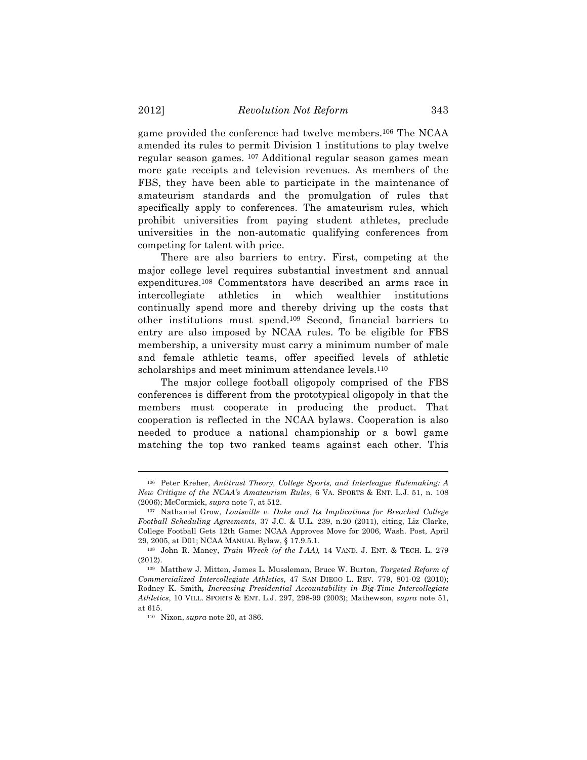game provided the conference had twelve members.[106] The NCAA amended its rules to permit Division 1 institutions to play twelve regular season games. [107] Additional regular season games mean more gate receipts and television revenues. As members of the FBS, they have been able to participate in the maintenance of amateurism standards and the promulgation of rules that specifically apply to conferences. The amateurism rules, which prohibit universities from paying student athletes, preclude universities in the non-automatic qualifying conferences from competing for talent with price.

There are also barriers to entry. First, competing at the major college level requires substantial investment and annual expenditures.[108] Commentators have described an arms race in intercollegiate athletics in which wealthier institutions continually spend more and thereby driving up the costs that other institutions must spend.[109] Second, financial barriers to entry are also imposed by NCAA rules. To be eligible for FBS membership, a university must carry a minimum number of male and female athletic teams, offer specified levels of athletic scholarships and meet minimum attendance levels.[110]

The major college football oligopoly comprised of the FBS conferences is different from the prototypical oligopoly in that the members must cooperate in producing the product. That cooperation is reflected in the NCAA bylaws. Cooperation is also needed to produce a national championship or a bowl game matching the top two ranked teams against each other. This

---

[106] Peter Kreher, *Antitrust Theory, College Sports, and Interleague Rulemaking: A New Critique of the NCAA's Amateurism Rules*, 6 VA. SPORTS & ENT. L.J. 51, n. 108 (2006); McCormick, *supra* note 7, at 512.

[107] Nathaniel Grow, *Louisville v. Duke and Its Implications for Breached College Football Scheduling Agreements*, 37 J.C. & U.L. 239, n.20 (2011), citing, Liz Clarke, College Football Gets 12th Game: NCAA Approves Move for 2006, Wash. Post, April 29, 2005, at D01; NCAA MANUAL Bylaw, § 17.9.5.1.

[108] John R. Maney, *Train Wreck (of the I-AA),* 14 VAND. J. ENT. & TECH. L. 279 (2012).

[109] Matthew J. Mitten, James L. Mussleman, Bruce W. Burton, *Targeted Reform of Commercialized Intercollegiate Athletics*, 47 SAN DIEGO L. REV. 779, 801-02 (2010); Rodney K. Smith*, Increasing Presidential Accountability in Big-Time Intercollegiate Athletics*, 10 VILL. SPORTS & ENT. L.J. 297, 298-99 (2003); Mathewson, *supra* note 51, at 615.

[110] Nixon, *supra* note 20, at 386.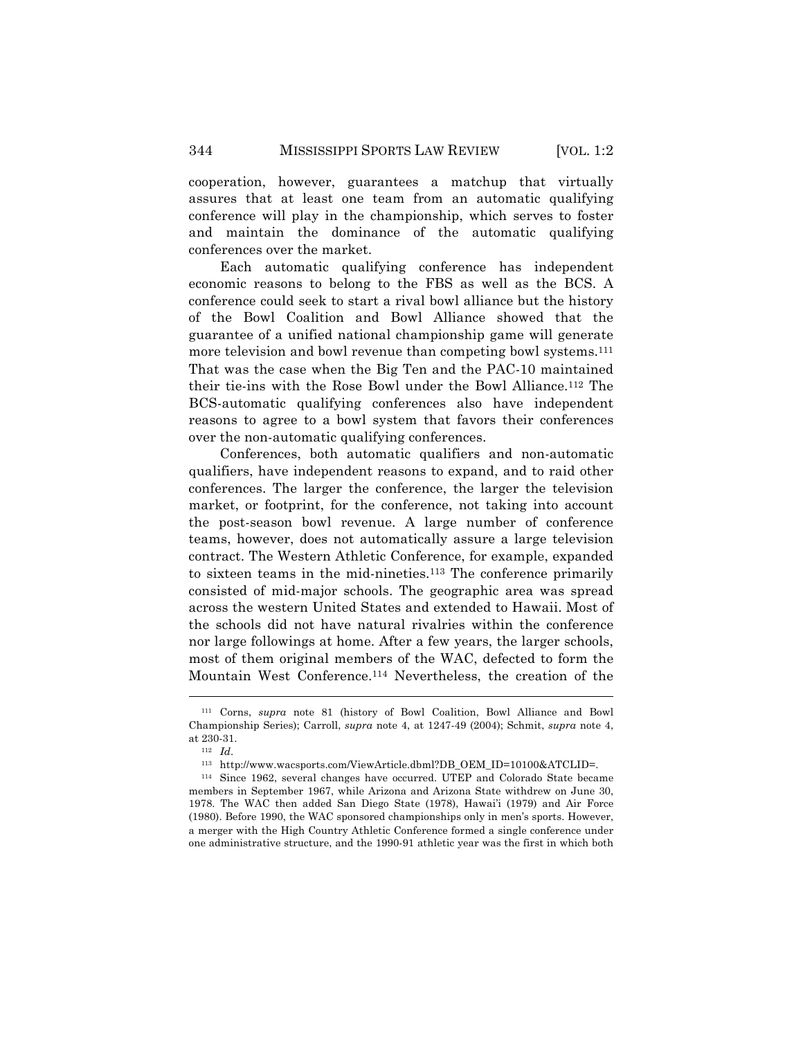cooperation, however, guarantees a matchup that virtually assures that at least one team from an automatic qualifying conference will play in the championship, which serves to foster and maintain the dominance of the automatic qualifying conferences over the market.

Each automatic qualifying conference has independent economic reasons to belong to the FBS as well as the BCS. A conference could seek to start a rival bowl alliance but the history of the Bowl Coalition and Bowl Alliance showed that the guarantee of a unified national championship game will generate more television and bowl revenue than competing bowl systems.[111] That was the case when the Big Ten and the PAC-10 maintained their tie-ins with the Rose Bowl under the Bowl Alliance.[112] The BCS-automatic qualifying conferences also have independent reasons to agree to a bowl system that favors their conferences over the non-automatic qualifying conferences.

Conferences, both automatic qualifiers and non-automatic qualifiers, have independent reasons to expand, and to raid other conferences. The larger the conference, the larger the television market, or footprint, for the conference, not taking into account the post-season bowl revenue. A large number of conference teams, however, does not automatically assure a large television contract. The Western Athletic Conference, for example, expanded to sixteen teams in the mid-nineties.[113] The conference primarily consisted of mid-major schools. The geographic area was spread across the western United States and extended to Hawaii. Most of the schools did not have natural rivalries within the conference nor large followings at home. After a few years, the larger schools, most of them original members of the WAC, defected to form the Mountain West Conference.[114] Nevertheless, the creation of the

---

[111] Corns, *supra* note 81 (history of Bowl Coalition, Bowl Alliance and Bowl Championship Series); Carroll, *supra* note 4, at 1247-49 (2004); Schmit, *supra* note 4, at 230-31.

[112] *Id*.

[113] http://www.wacsports.com/ViewArticle.dbml?DB_OEM_ID=10100&ATCLID=.

[114] Since 1962, several changes have occurred. UTEP and Colorado State became members in September 1967, while Arizona and Arizona State withdrew on June 30, 1978. The WAC then added San Diego State (1978), Hawai'i (1979) and Air Force (1980). Before 1990, the WAC sponsored championships only in men's sports. However, a merger with the High Country Athletic Conference formed a single conference under one administrative structure, and the 1990-91 athletic year was the first in which both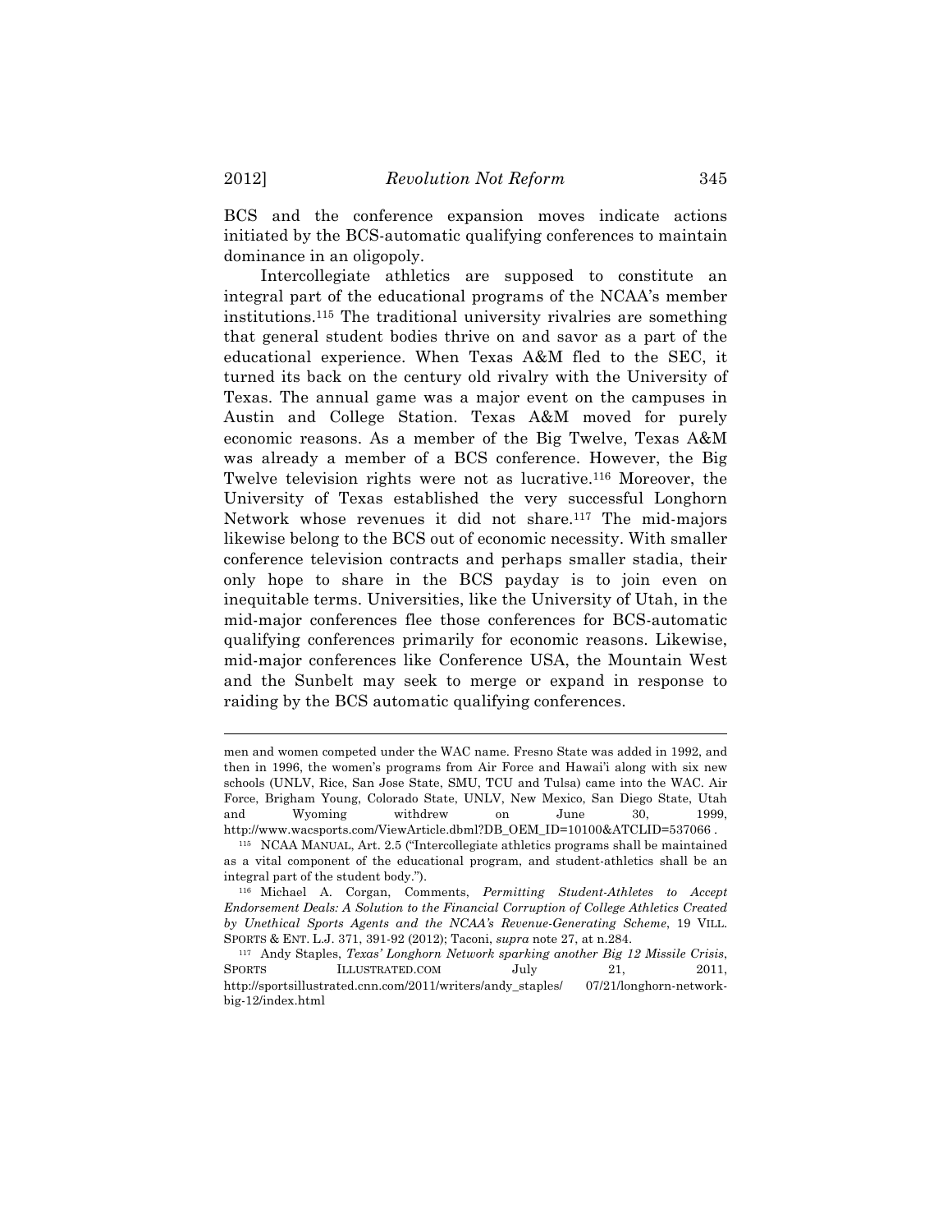BCS and the conference expansion moves indicate actions initiated by the BCS-automatic qualifying conferences to maintain dominance in an oligopoly.

Intercollegiate athletics are supposed to constitute an integral part of the educational programs of the NCAA's member institutions.[115] The traditional university rivalries are something that general student bodies thrive on and savor as a part of the educational experience. When Texas A&M fled to the SEC, it turned its back on the century old rivalry with the University of Texas. The annual game was a major event on the campuses in Austin and College Station. Texas A&M moved for purely economic reasons. As a member of the Big Twelve, Texas A&M was already a member of a BCS conference. However, the Big Twelve television rights were not as lucrative.[116] Moreover, the University of Texas established the very successful Longhorn Network whose revenues it did not share.[117] The mid-majors likewise belong to the BCS out of economic necessity. With smaller conference television contracts and perhaps smaller stadia, their only hope to share in the BCS payday is to join even on inequitable terms. Universities, like the University of Utah, in the mid-major conferences flee those conferences for BCS-automatic qualifying conferences primarily for economic reasons. Likewise, mid-major conferences like Conference USA, the Mountain West and the Sunbelt may seek to merge or expand in response to raiding by the BCS automatic qualifying conferences.

---

men and women competed under the WAC name. Fresno State was added in 1992, and then in 1996, the women's programs from Air Force and Hawai'i along with six new schools (UNLV, Rice, San Jose State, SMU, TCU and Tulsa) came into the WAC. Air Force, Brigham Young, Colorado State, UNLV, New Mexico, San Diego State, Utah and Wyoming withdrew on June 30, 1999, http://www.wacsports.com/ViewArticle.dbml?DB_OEM_ID=10100&ATCLID=537066 .

[115] NCAA MANUAL, Art. 2.5 ("Intercollegiate athletics programs shall be maintained as a vital component of the educational program, and student-athletics shall be an integral part of the student body.").

[116] Michael A. Corgan, Comments, *Permitting Student-Athletes to Accept Endorsement Deals: A Solution to the Financial Corruption of College Athletics Created by Unethical Sports Agents and the NCAA's Revenue-Generating Scheme*, 19 VILL. SPORTS & ENT. L.J. 371, 391-92 (2012); Taconi, *supra* note 27, at n.284.

[117] Andy Staples, *Texas' Longhorn Network sparking another Big 12 Missile Crisis*, SPORTS ILLUSTRATED.COM July 21, 2011, http://sportsillustrated.cnn.com/2011/writers/andy_staples/ 07/21/longhorn-network-big-12/index.html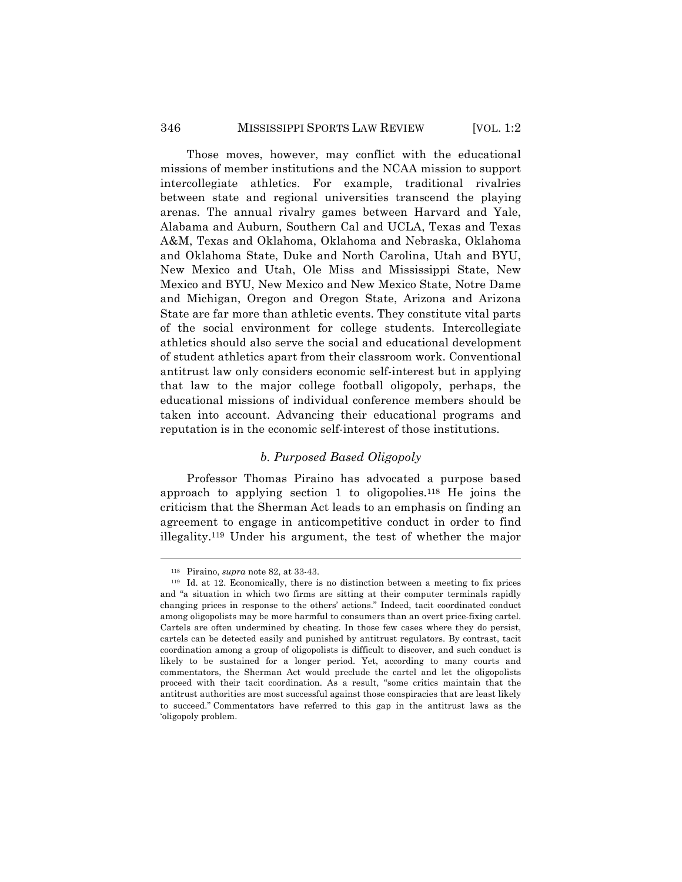Those moves, however, may conflict with the educational missions of member institutions and the NCAA mission to support intercollegiate athletics. For example, traditional rivalries between state and regional universities transcend the playing arenas. The annual rivalry games between Harvard and Yale, Alabama and Auburn, Southern Cal and UCLA, Texas and Texas A&M, Texas and Oklahoma, Oklahoma and Nebraska, Oklahoma and Oklahoma State, Duke and North Carolina, Utah and BYU, New Mexico and Utah, Ole Miss and Mississippi State, New Mexico and BYU, New Mexico and New Mexico State, Notre Dame and Michigan, Oregon and Oregon State, Arizona and Arizona State are far more than athletic events. They constitute vital parts of the social environment for college students. Intercollegiate athletics should also serve the social and educational development of student athletics apart from their classroom work. Conventional antitrust law only considers economic self-interest but in applying that law to the major college football oligopoly, perhaps, the educational missions of individual conference members should be taken into account. Advancing their educational programs and reputation is in the economic self-interest of those institutions.

### *b. Purposed Based Oligopoly*

Professor Thomas Piraino has advocated a purpose based approach to applying section 1 to oligopolies.[118] He joins the criticism that the Sherman Act leads to an emphasis on finding an agreement to engage in anticompetitive conduct in order to find illegality.[119] Under his argument, the test of whether the major

---

[118] Piraino, *supra* note 82, at 33-43.

[119] Id. at 12. Economically, there is no distinction between a meeting to fix prices and "a situation in which two firms are sitting at their computer terminals rapidly changing prices in response to the others' actions." Indeed, tacit coordinated conduct among oligopolists may be more harmful to consumers than an overt price-fixing cartel. Cartels are often undermined by cheating. In those few cases where they do persist, cartels can be detected easily and punished by antitrust regulators. By contrast, tacit coordination among a group of oligopolists is difficult to discover, and such conduct is likely to be sustained for a longer period. Yet, according to many courts and commentators, the Sherman Act would preclude the cartel and let the oligopolists proceed with their tacit coordination. As a result, "some critics maintain that the antitrust authorities are most successful against those conspiracies that are least likely to succeed." Commentators have referred to this gap in the antitrust laws as the 'oligopoly problem.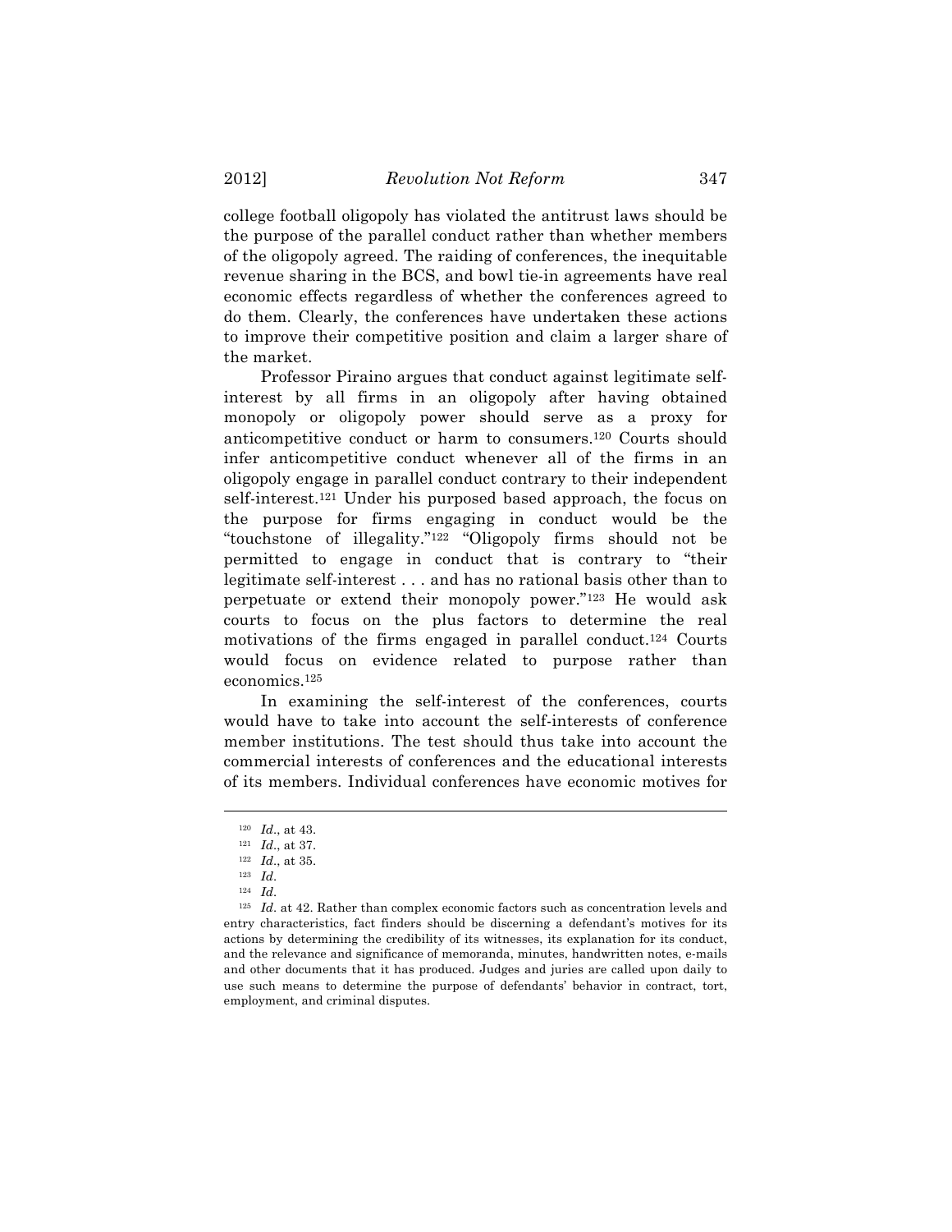college football oligopoly has violated the antitrust laws should be the purpose of the parallel conduct rather than whether members of the oligopoly agreed. The raiding of conferences, the inequitable revenue sharing in the BCS, and bowl tie-in agreements have real economic effects regardless of whether the conferences agreed to do them. Clearly, the conferences have undertaken these actions to improve their competitive position and claim a larger share of the market.

Professor Piraino argues that conduct against legitimate self-interest by all firms in an oligopoly after having obtained monopoly or oligopoly power should serve as a proxy for anticompetitive conduct or harm to consumers.[120] Courts should infer anticompetitive conduct whenever all of the firms in an oligopoly engage in parallel conduct contrary to their independent self-interest.[121] Under his purposed based approach, the focus on the purpose for firms engaging in conduct would be the "touchstone of illegality."[122] "Oligopoly firms should not be permitted to engage in conduct that is contrary to "their legitimate self-interest . . . and has no rational basis other than to perpetuate or extend their monopoly power."[123] He would ask courts to focus on the plus factors to determine the real motivations of the firms engaged in parallel conduct.[124] Courts would focus on evidence related to purpose rather than economics.[125]

In examining the self-interest of the conferences, courts would have to take into account the self-interests of conference member institutions. The test should thus take into account the commercial interests of conferences and the educational interests of its members. Individual conferences have economic motives for

---

[120] *Id*., at 43.

[121] *Id*., at 37.

[122] *Id*., at 35.

[123] *Id*.

[124] *Id*.

[125] *Id*. at 42. Rather than complex economic factors such as concentration levels and entry characteristics, fact finders should be discerning a defendant's motives for its actions by determining the credibility of its witnesses, its explanation for its conduct, and the relevance and significance of memoranda, minutes, handwritten notes, e-mails and other documents that it has produced. Judges and juries are called upon daily to use such means to determine the purpose of defendants' behavior in contract, tort, employment, and criminal disputes.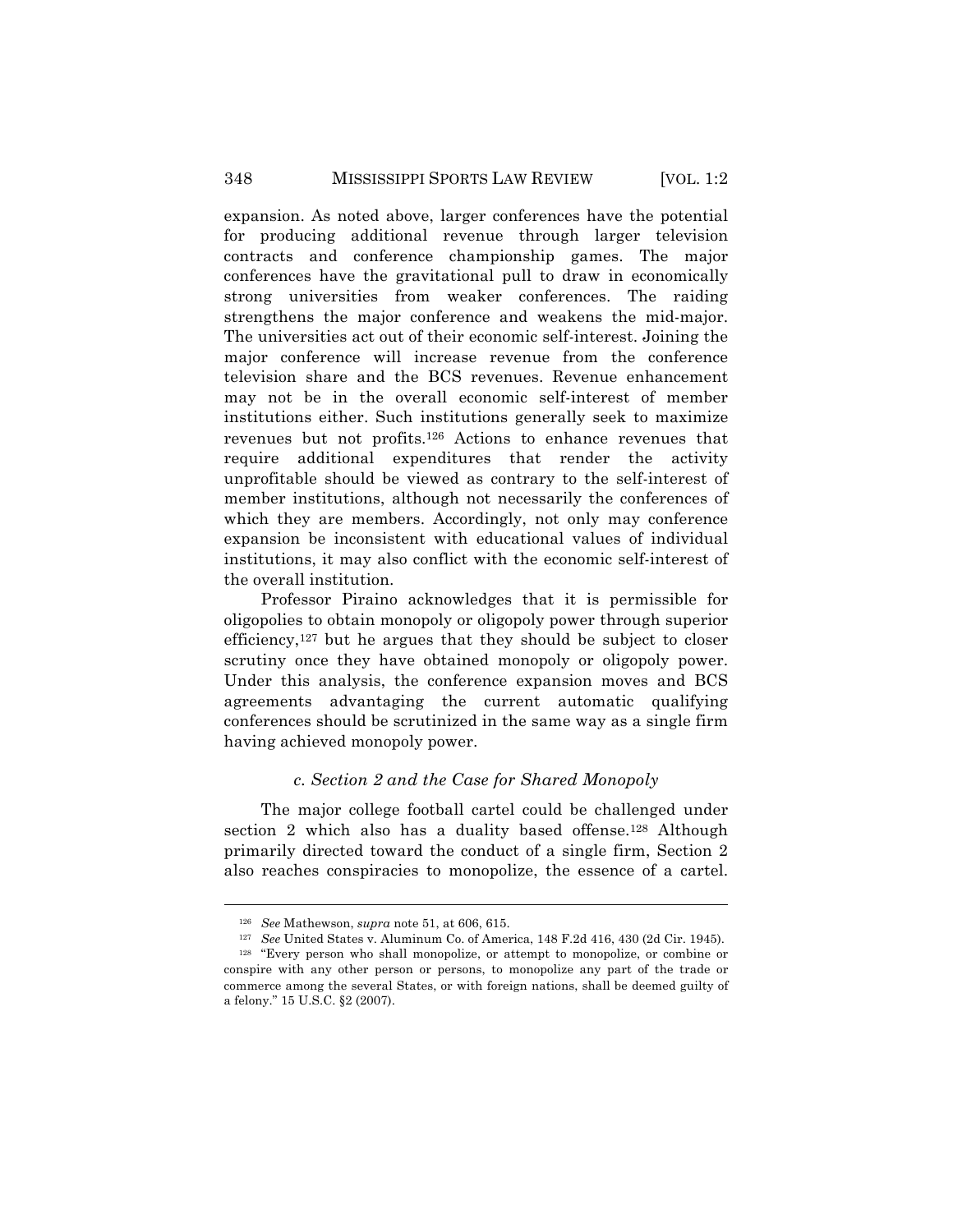expansion. As noted above, larger conferences have the potential for producing additional revenue through larger television contracts and conference championship games. The major conferences have the gravitational pull to draw in economically strong universities from weaker conferences. The raiding strengthens the major conference and weakens the mid-major. The universities act out of their economic self-interest. Joining the major conference will increase revenue from the conference television share and the BCS revenues. Revenue enhancement may not be in the overall economic self-interest of member institutions either. Such institutions generally seek to maximize revenues but not profits.[126] Actions to enhance revenues that require additional expenditures that render the activity unprofitable should be viewed as contrary to the self-interest of member institutions, although not necessarily the conferences of which they are members. Accordingly, not only may conference expansion be inconsistent with educational values of individual institutions, it may also conflict with the economic self-interest of the overall institution.

Professor Piraino acknowledges that it is permissible for oligopolies to obtain monopoly or oligopoly power through superior efficiency,[127] but he argues that they should be subject to closer scrutiny once they have obtained monopoly or oligopoly power. Under this analysis, the conference expansion moves and BCS agreements advantaging the current automatic qualifying conferences should be scrutinized in the same way as a single firm having achieved monopoly power.

### *c. Section 2 and the Case for Shared Monopoly*

The major college football cartel could be challenged under section 2 which also has a duality based offense.[128] Although primarily directed toward the conduct of a single firm, Section 2 also reaches conspiracies to monopolize, the essence of a cartel.

---

[126] *See* Mathewson, *supra* note 51, at 606, 615.

[127] *See* United States v. Aluminum Co. of America, 148 F.2d 416, 430 (2d Cir. 1945).

[128] "Every person who shall monopolize, or attempt to monopolize, or combine or conspire with any other person or persons, to monopolize any part of the trade or commerce among the several States, or with foreign nations, shall be deemed guilty of a felony." 15 U.S.C. §2 (2007).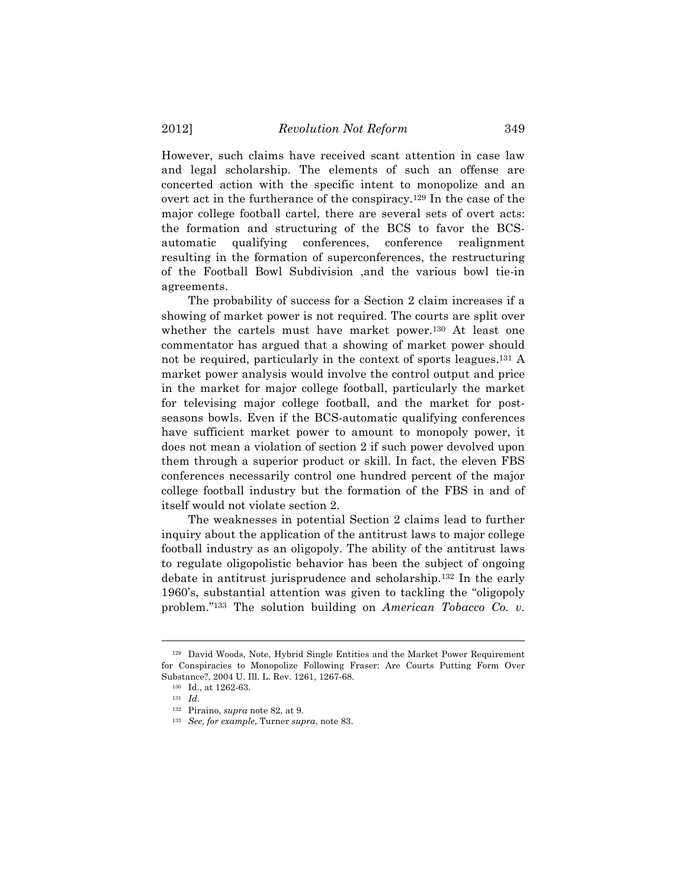However, such claims have received scant attention in case law and legal scholarship. The elements of such an offense are concerted action with the specific intent to monopolize and an overt act in the furtherance of the conspiracy.[129] In the case of the major college football cartel, there are several sets of overt acts: the formation and structuring of the BCS to favor the BCS-automatic qualifying conferences, conference realignment resulting in the formation of superconferences, the restructuring of the Football Bowl Subdivision ,and the various bowl tie-in agreements.

The probability of success for a Section 2 claim increases if a showing of market power is not required. The courts are split over whether the cartels must have market power.[130] At least one commentator has argued that a showing of market power should not be required, particularly in the context of sports leagues.[131] A market power analysis would involve the control output and price in the market for major college football, particularly the market for televising major college football, and the market for post-seasons bowls. Even if the BCS-automatic qualifying conferences have sufficient market power to amount to monopoly power, it does not mean a violation of section 2 if such power devolved upon them through a superior product or skill. In fact, the eleven FBS conferences necessarily control one hundred percent of the major college football industry but the formation of the FBS in and of itself would not violate section 2.

The weaknesses in potential Section 2 claims lead to further inquiry about the application of the antitrust laws to major college football industry as an oligopoly. The ability of the antitrust laws to regulate oligopolistic behavior has been the subject of ongoing debate in antitrust jurisprudence and scholarship.[132] In the early 1960's, substantial attention was given to tackling the "oligopoly problem."[133] The solution building on *American Tobacco Co. v.*

---

[129] David Woods, Note, Hybrid Single Entities and the Market Power Requirement for Conspiracies to Monopolize Following Fraser: Are Courts Putting Form Over Substance?, 2004 U. Ill. L. Rev. 1261, 1267-68.

[130] Id., at 1262-63.

[131] *Id*.

[132] Piraino, *supra* note 82, at 9.

[133] *See, for example*, Turner *supra*, note 83.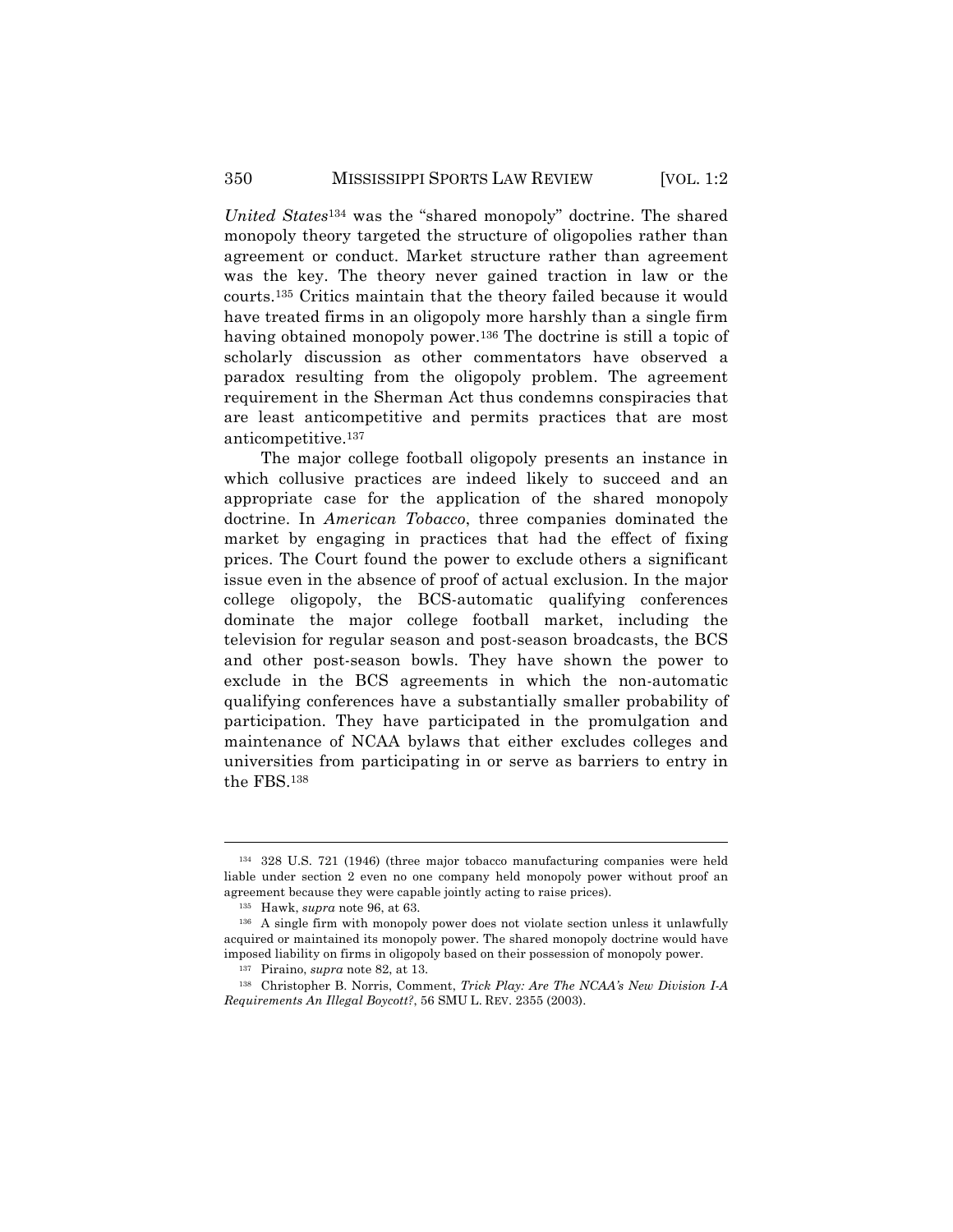*United States*[134] was the "shared monopoly" doctrine. The shared monopoly theory targeted the structure of oligopolies rather than agreement or conduct. Market structure rather than agreement was the key. The theory never gained traction in law or the courts.[135] Critics maintain that the theory failed because it would have treated firms in an oligopoly more harshly than a single firm having obtained monopoly power.[136] The doctrine is still a topic of scholarly discussion as other commentators have observed a paradox resulting from the oligopoly problem. The agreement requirement in the Sherman Act thus condemns conspiracies that are least anticompetitive and permits practices that are most anticompetitive.[137]

The major college football oligopoly presents an instance in which collusive practices are indeed likely to succeed and an appropriate case for the application of the shared monopoly doctrine. In *American Tobacco*, three companies dominated the market by engaging in practices that had the effect of fixing prices. The Court found the power to exclude others a significant issue even in the absence of proof of actual exclusion. In the major college oligopoly, the BCS-automatic qualifying conferences dominate the major college football market, including the television for regular season and post-season broadcasts, the BCS and other post-season bowls. They have shown the power to exclude in the BCS agreements in which the non-automatic qualifying conferences have a substantially smaller probability of participation. They have participated in the promulgation and maintenance of NCAA bylaws that either excludes colleges and universities from participating in or serve as barriers to entry in the FBS.[138]

---

[134] 328 U.S. 721 (1946) (three major tobacco manufacturing companies were held liable under section 2 even no one company held monopoly power without proof an agreement because they were capable jointly acting to raise prices).

[135] Hawk, *supra* note 96, at 63.

[136] A single firm with monopoly power does not violate section unless it unlawfully acquired or maintained its monopoly power. The shared monopoly doctrine would have imposed liability on firms in oligopoly based on their possession of monopoly power.

[137] Piraino, *supra* note 82, at 13.

[138] Christopher B. Norris, Comment, *Trick Play: Are The NCAA's New Division I-A Requirements An Illegal Boycott?*, 56 SMU L. REV. 2355 (2003).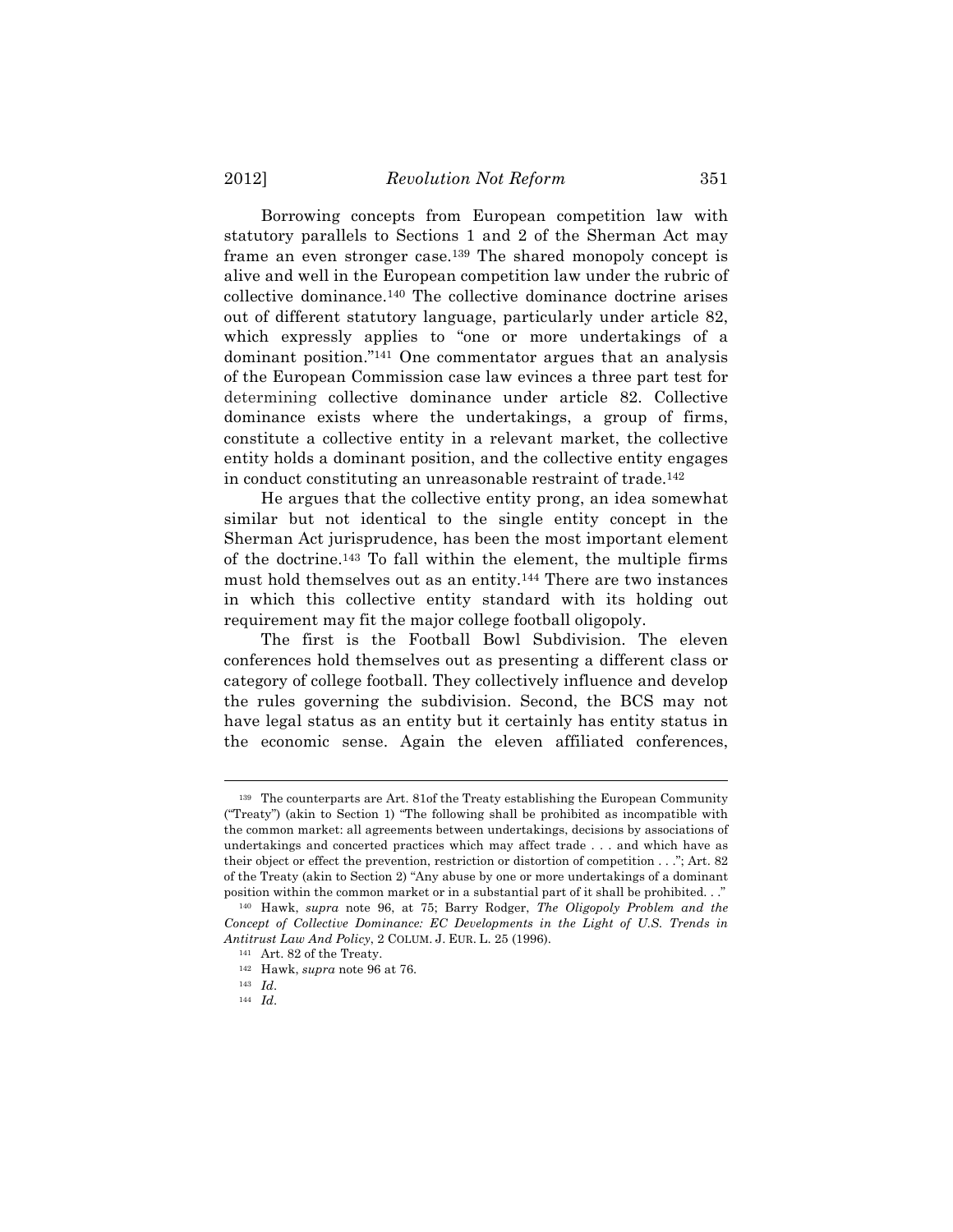Borrowing concepts from European competition law with statutory parallels to Sections 1 and 2 of the Sherman Act may frame an even stronger case.[139] The shared monopoly concept is alive and well in the European competition law under the rubric of collective dominance.[140] The collective dominance doctrine arises out of different statutory language, particularly under article 82, which expressly applies to "one or more undertakings of a dominant position."[141] One commentator argues that an analysis of the European Commission case law evinces a three part test for determining collective dominance under article 82. Collective dominance exists where the undertakings, a group of firms, constitute a collective entity in a relevant market, the collective entity holds a dominant position, and the collective entity engages in conduct constituting an unreasonable restraint of trade.[142]

He argues that the collective entity prong, an idea somewhat similar but not identical to the single entity concept in the Sherman Act jurisprudence, has been the most important element of the doctrine.[143] To fall within the element, the multiple firms must hold themselves out as an entity.[144] There are two instances in which this collective entity standard with its holding out requirement may fit the major college football oligopoly.

The first is the Football Bowl Subdivision. The eleven conferences hold themselves out as presenting a different class or category of college football. They collectively influence and develop the rules governing the subdivision. Second, the BCS may not have legal status as an entity but it certainly has entity status in the economic sense. Again the eleven affiliated conferences,

---

[139] The counterparts are Art. 81of the Treaty establishing the European Community ("Treaty") (akin to Section 1) "The following shall be prohibited as incompatible with the common market: all agreements between undertakings, decisions by associations of undertakings and concerted practices which may affect trade . . . and which have as their object or effect the prevention, restriction or distortion of competition . . ."; Art. 82 of the Treaty (akin to Section 2) "Any abuse by one or more undertakings of a dominant position within the common market or in a substantial part of it shall be prohibited. . ."

[140] Hawk, *supra* note 96, at 75; Barry Rodger, *The Oligopoly Problem and the Concept of Collective Dominance: EC Developments in the Light of U.S. Trends in Antitrust Law And Policy*, 2 COLUM. J. EUR. L. 25 (1996).

[141] Art. 82 of the Treaty.

[142] Hawk, *supra* note 96 at 76.

[143] *Id*.

[144] *Id*.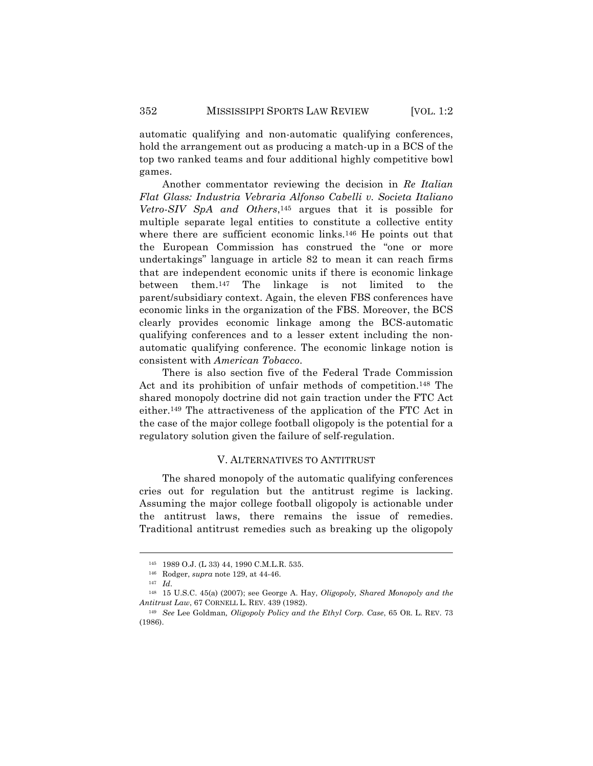automatic qualifying and non-automatic qualifying conferences, hold the arrangement out as producing a match-up in a BCS of the top two ranked teams and four additional highly competitive bowl games.

Another commentator reviewing the decision in *Re Italian Flat Glass: Industria Vebraria Alfonso Cabelli v. Societa Italiano Vetro-SIV SpA and Others*,[145] argues that it is possible for multiple separate legal entities to constitute a collective entity where there are sufficient economic links.[146] He points out that the European Commission has construed the "one or more undertakings" language in article 82 to mean it can reach firms that are independent economic units if there is economic linkage between them.[147] The linkage is not limited to the parent/subsidiary context. Again, the eleven FBS conferences have economic links in the organization of the FBS. Moreover, the BCS clearly provides economic linkage among the BCS-automatic qualifying conferences and to a lesser extent including the non-automatic qualifying conference. The economic linkage notion is consistent with *American Tobacco*.

There is also section five of the Federal Trade Commission Act and its prohibition of unfair methods of competition.[148] The shared monopoly doctrine did not gain traction under the FTC Act either.[149] The attractiveness of the application of the FTC Act in the case of the major college football oligopoly is the potential for a regulatory solution given the failure of self-regulation.

## V. ALTERNATIVES TO ANTITRUST

The shared monopoly of the automatic qualifying conferences cries out for regulation but the antitrust regime is lacking. Assuming the major college football oligopoly is actionable under the antitrust laws, there remains the issue of remedies. Traditional antitrust remedies such as breaking up the oligopoly

---

[145] 1989 O.J. (L 33) 44, 1990 C.M.L.R. 535.

[146] Rodger, *supra* note 129, at 44-46.

[147] *Id*.

[148] 15 U.S.C. 45(a) (2007); see George A. Hay, *Oligopoly, Shared Monopoly and the Antitrust Law*, 67 CORNELL L. REV. 439 (1982).

[149] *See* Lee Goldman*, Oligopoly Policy and the Ethyl Corp. Case*, 65 OR. L. REV. 73 (1986).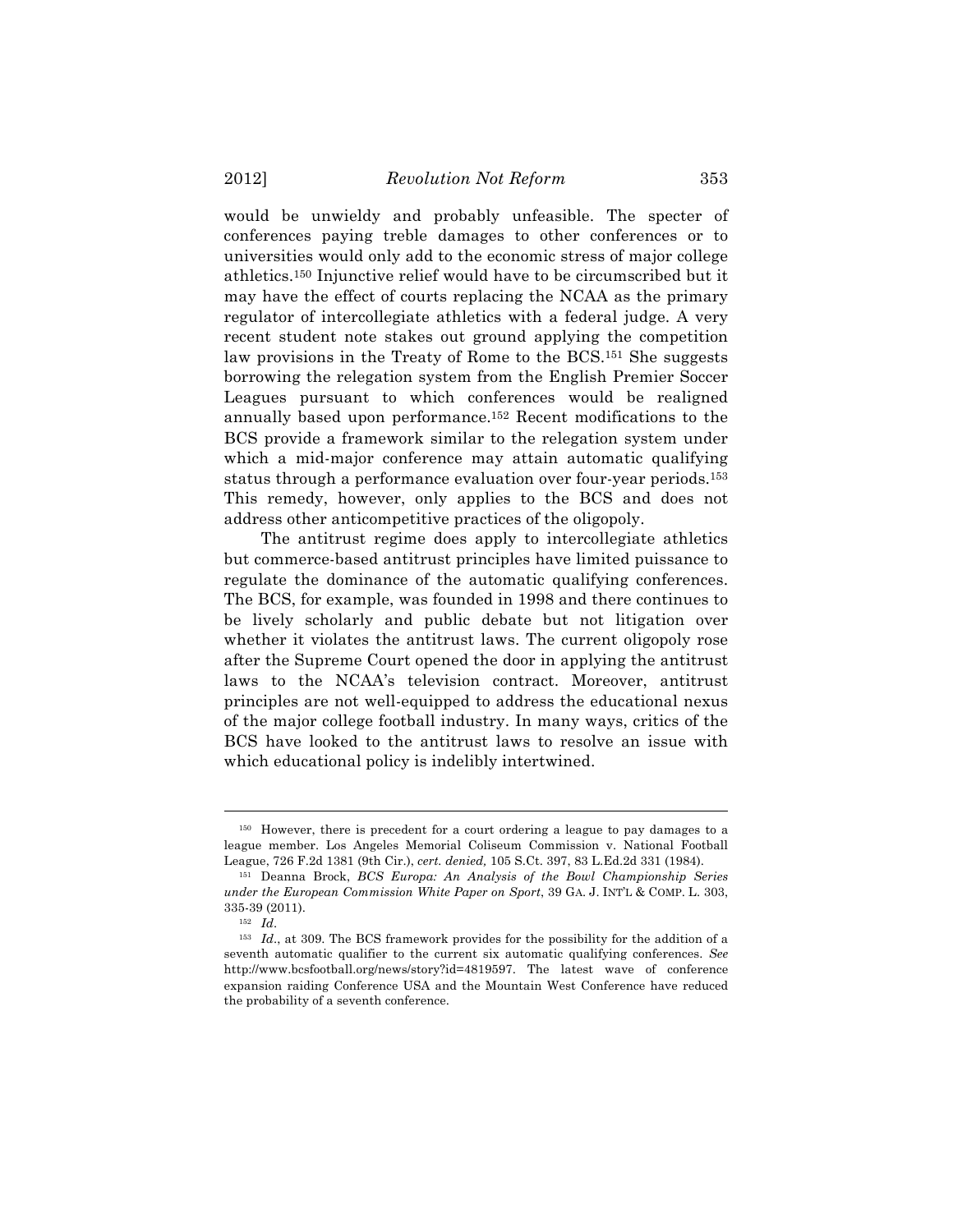would be unwieldy and probably unfeasible. The specter of conferences paying treble damages to other conferences or to universities would only add to the economic stress of major college athletics.[150] Injunctive relief would have to be circumscribed but it may have the effect of courts replacing the NCAA as the primary regulator of intercollegiate athletics with a federal judge. A very recent student note stakes out ground applying the competition law provisions in the Treaty of Rome to the BCS.[151] She suggests borrowing the relegation system from the English Premier Soccer Leagues pursuant to which conferences would be realigned annually based upon performance.[152] Recent modifications to the BCS provide a framework similar to the relegation system under which a mid-major conference may attain automatic qualifying status through a performance evaluation over four-year periods.[153] This remedy, however, only applies to the BCS and does not address other anticompetitive practices of the oligopoly.

The antitrust regime does apply to intercollegiate athletics but commerce-based antitrust principles have limited puissance to regulate the dominance of the automatic qualifying conferences. The BCS, for example, was founded in 1998 and there continues to be lively scholarly and public debate but not litigation over whether it violates the antitrust laws. The current oligopoly rose after the Supreme Court opened the door in applying the antitrust laws to the NCAA's television contract. Moreover, antitrust principles are not well-equipped to address the educational nexus of the major college football industry. In many ways, critics of the BCS have looked to the antitrust laws to resolve an issue with which educational policy is indelibly intertwined.

---

[150] However, there is precedent for a court ordering a league to pay damages to a league member. Los Angeles Memorial Coliseum Commission v. National Football League, 726 F.2d 1381 (9th Cir.), *cert. denied,* 105 S.Ct. 397, 83 L.Ed.2d 331 (1984).

[151] Deanna Brock, *BCS Europa: An Analysis of the Bowl Championship Series under the European Commission White Paper on Sport*, 39 GA. J. INT'L & COMP. L. 303, 335-39 (2011).

[152] *Id*.

[153] *Id*., at 309. The BCS framework provides for the possibility for the addition of a seventh automatic qualifier to the current six automatic qualifying conferences. *See* http://www.bcsfootball.org/news/story?id=4819597. The latest wave of conference expansion raiding Conference USA and the Mountain West Conference have reduced the probability of a seventh conference.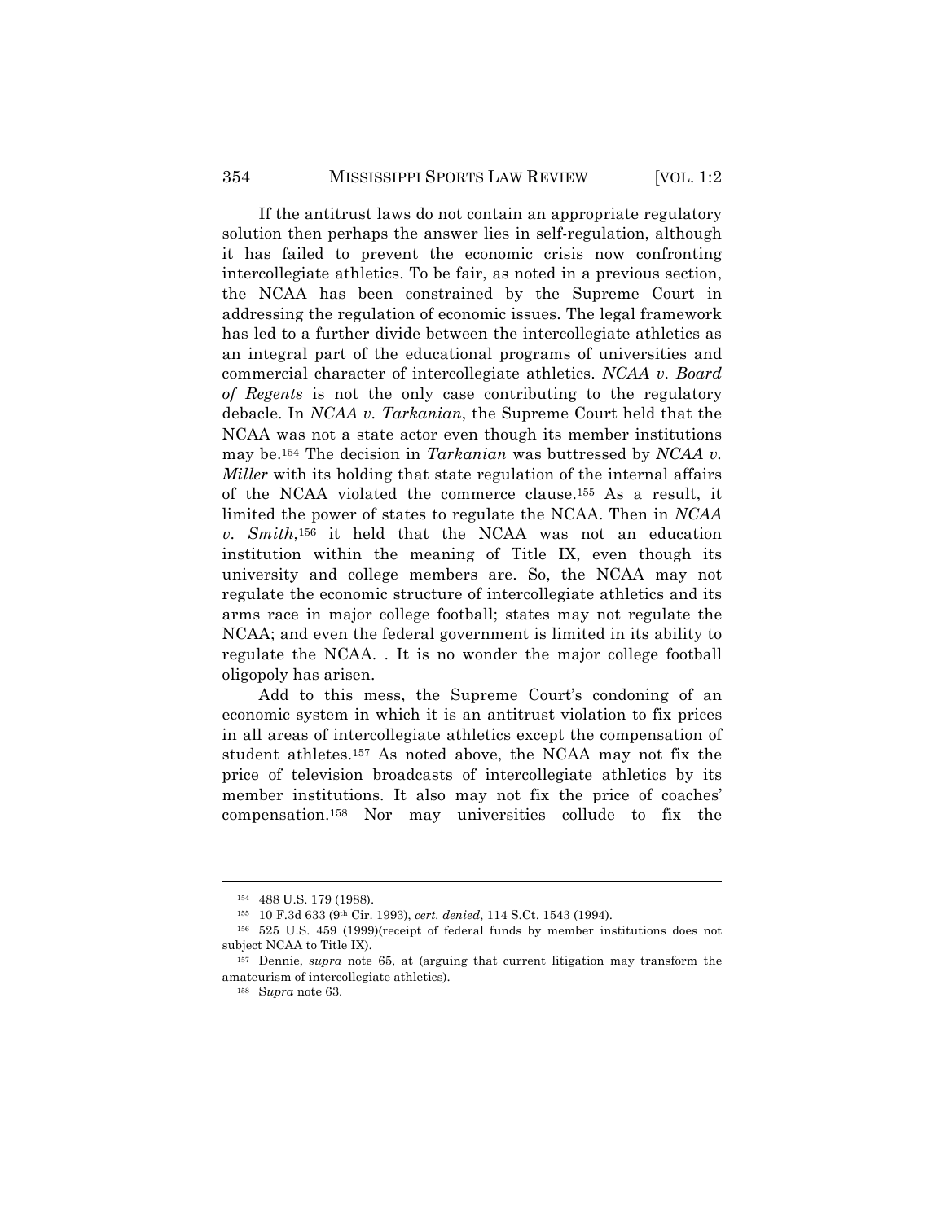If the antitrust laws do not contain an appropriate regulatory solution then perhaps the answer lies in self-regulation, although it has failed to prevent the economic crisis now confronting intercollegiate athletics. To be fair, as noted in a previous section, the NCAA has been constrained by the Supreme Court in addressing the regulation of economic issues. The legal framework has led to a further divide between the intercollegiate athletics as an integral part of the educational programs of universities and commercial character of intercollegiate athletics. *NCAA v. Board of Regents* is not the only case contributing to the regulatory debacle. In *NCAA v. Tarkanian*, the Supreme Court held that the NCAA was not a state actor even though its member institutions may be.[154] The decision in *Tarkanian* was buttressed by *NCAA v. Miller* with its holding that state regulation of the internal affairs of the NCAA violated the commerce clause.[155] As a result, it limited the power of states to regulate the NCAA. Then in *NCAA v. Smith*,[156] it held that the NCAA was not an education institution within the meaning of Title IX, even though its university and college members are. So, the NCAA may not regulate the economic structure of intercollegiate athletics and its arms race in major college football; states may not regulate the NCAA; and even the federal government is limited in its ability to regulate the NCAA. . It is no wonder the major college football oligopoly has arisen.

Add to this mess, the Supreme Court's condoning of an economic system in which it is an antitrust violation to fix prices in all areas of intercollegiate athletics except the compensation of student athletes.[157] As noted above, the NCAA may not fix the price of television broadcasts of intercollegiate athletics by its member institutions. It also may not fix the price of coaches' compensation.[158] Nor may universities collude to fix the

---

[154] 488 U.S. 179 (1988).

[155] 10 F.3d 633 (9th Cir. 1993), *cert. denied*, 114 S.Ct. 1543 (1994).

[156] 525 U.S. 459 (1999)(receipt of federal funds by member institutions does not subject NCAA to Title IX).

[157] Dennie, *supra* note 65, at (arguing that current litigation may transform the amateurism of intercollegiate athletics).

[158] S*upra* note 63.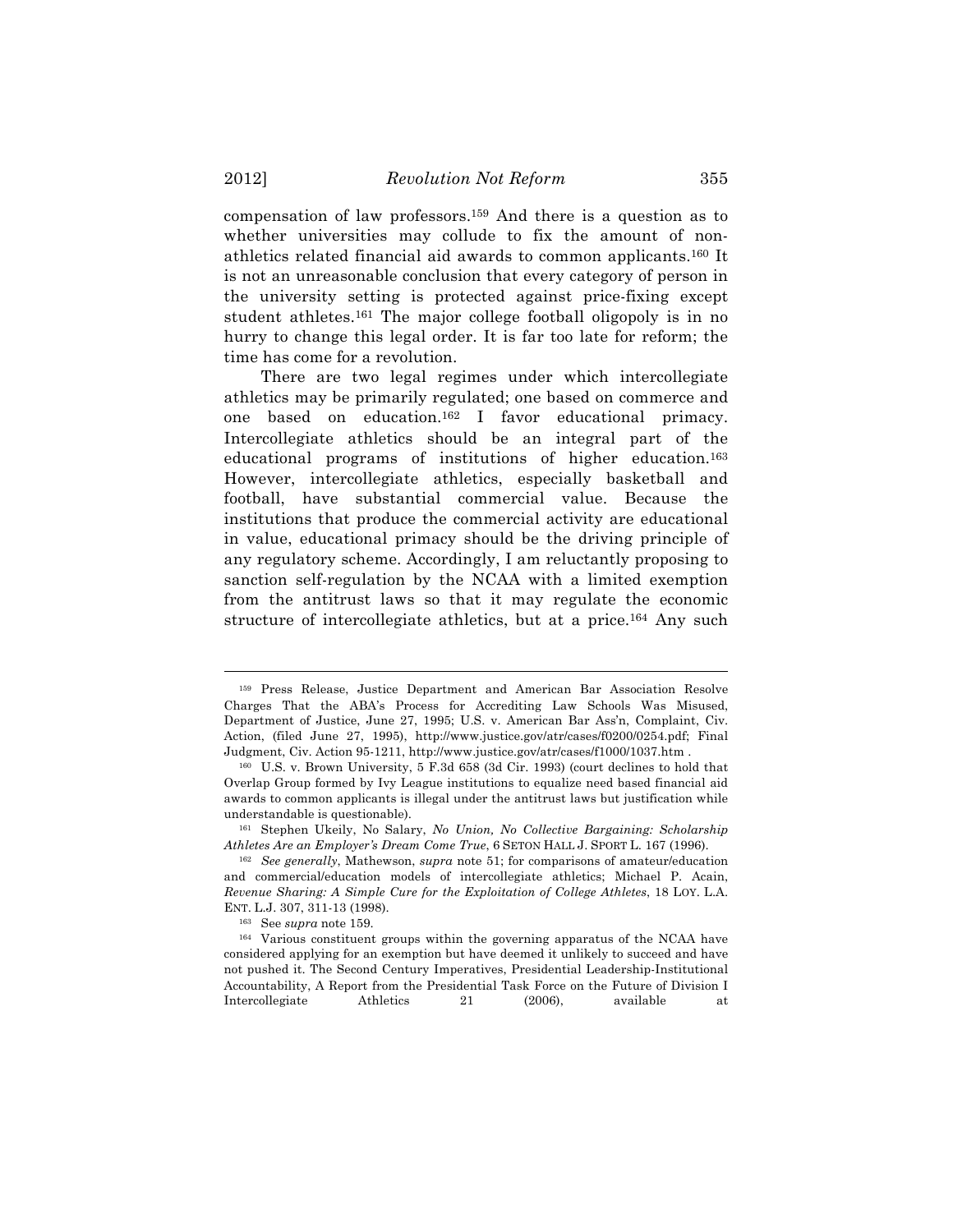compensation of law professors.[159] And there is a question as to whether universities may collude to fix the amount of non-athletics related financial aid awards to common applicants.[160] It is not an unreasonable conclusion that every category of person in the university setting is protected against price-fixing except student athletes.[161] The major college football oligopoly is in no hurry to change this legal order. It is far too late for reform; the time has come for a revolution.

There are two legal regimes under which intercollegiate athletics may be primarily regulated; one based on commerce and one based on education.[162] I favor educational primacy. Intercollegiate athletics should be an integral part of the educational programs of institutions of higher education.[163] However, intercollegiate athletics, especially basketball and football, have substantial commercial value. Because the institutions that produce the commercial activity are educational in value, educational primacy should be the driving principle of any regulatory scheme. Accordingly, I am reluctantly proposing to sanction self-regulation by the NCAA with a limited exemption from the antitrust laws so that it may regulate the economic structure of intercollegiate athletics, but at a price.[164] Any such

---

[159] Press Release, Justice Department and American Bar Association Resolve Charges That the ABA's Process for Accrediting Law Schools Was Misused, Department of Justice, June 27, 1995; U.S. v. American Bar Ass'n, Complaint, Civ. Action, (filed June 27, 1995), http://www.justice.gov/atr/cases/f0200/0254.pdf; Final Judgment, Civ. Action 95-1211, http://www.justice.gov/atr/cases/f1000/1037.htm .

[160] U.S. v. Brown University, 5 F.3d 658 (3d Cir. 1993) (court declines to hold that Overlap Group formed by Ivy League institutions to equalize need based financial aid awards to common applicants is illegal under the antitrust laws but justification while understandable is questionable).

[161] Stephen Ukeily, No Salary, *No Union, No Collective Bargaining: Scholarship Athletes Are an Employer's Dream Come True*, 6 SETON HALL J. SPORT L. 167 (1996).

[162] *See generally*, Mathewson, *supra* note 51; for comparisons of amateur/education and commercial/education models of intercollegiate athletics; Michael P. Acain, *Revenue Sharing: A Simple Cure for the Exploitation of College Athletes*, 18 LOY. L.A. ENT. L.J. 307, 311-13 (1998).

[163] See *supra* note 159.

[164] Various constituent groups within the governing apparatus of the NCAA have considered applying for an exemption but have deemed it unlikely to succeed and have not pushed it. The Second Century Imperatives, Presidential Leadership-Institutional Accountability, A Report from the Presidential Task Force on the Future of Division I Intercollegiate Athletics 21 (2006), available at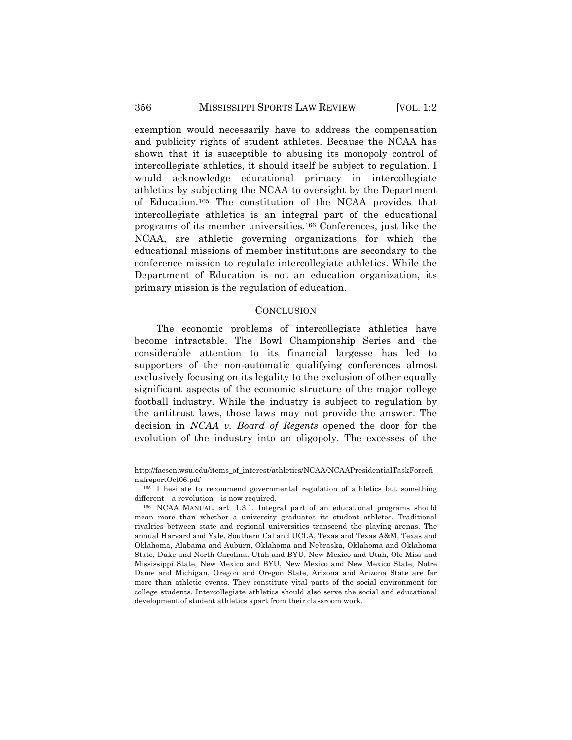exemption would necessarily have to address the compensation and publicity rights of student athletes. Because the NCAA has shown that it is susceptible to abusing its monopoly control of intercollegiate athletics, it should itself be subject to regulation. I would acknowledge educational primacy in intercollegiate athletics by subjecting the NCAA to oversight by the Department of Education.[165] The constitution of the NCAA provides that intercollegiate athletics is an integral part of the educational programs of its member universities.[166] Conferences, just like the NCAA, are athletic governing organizations for which the educational missions of member institutions are secondary to the conference mission to regulate intercollegiate athletics. While the Department of Education is not an education organization, its primary mission is the regulation of education.

## CONCLUSION

The economic problems of intercollegiate athletics have become intractable. The Bowl Championship Series and the considerable attention to its financial largesse has led to supporters of the non-automatic qualifying conferences almost exclusively focusing on its legality to the exclusion of other equally significant aspects of the economic structure of the major college football industry. While the industry is subject to regulation by the antitrust laws, those laws may not provide the answer. The decision in *NCAA v. Board of Regents* opened the door for the evolution of the industry into an oligopoly. The excesses of the

---

http://facsen.wsu.edu/items_of_interest/athletics/NCAA/NCAAPresidentialTaskForcefinalreportOct06.pdf

[165] I hesitate to recommend governmental regulation of athletics but something different—a revolution—is now required.

[166] NCAA MANUAL, art. 1.3.1. Integral part of an educational programs should mean more than whether a university graduates its student athletes. Traditional rivalries between state and regional universities transcend the playing arenas. The annual Harvard and Yale, Southern Cal and UCLA, Texas and Texas A&M, Texas and Oklahoma, Alabama and Auburn, Oklahoma and Nebraska, Oklahoma and Oklahoma State, Duke and North Carolina, Utah and BYU, New Mexico and Utah, Ole Miss and Mississippi State, New Mexico and BYU, New Mexico and New Mexico State, Notre Dame and Michigan, Oregon and Oregon State, Arizona and Arizona State are far more than athletic events. They constitute vital parts of the social environment for college students. Intercollegiate athletics should also serve the social and educational development of student athletics apart from their classroom work.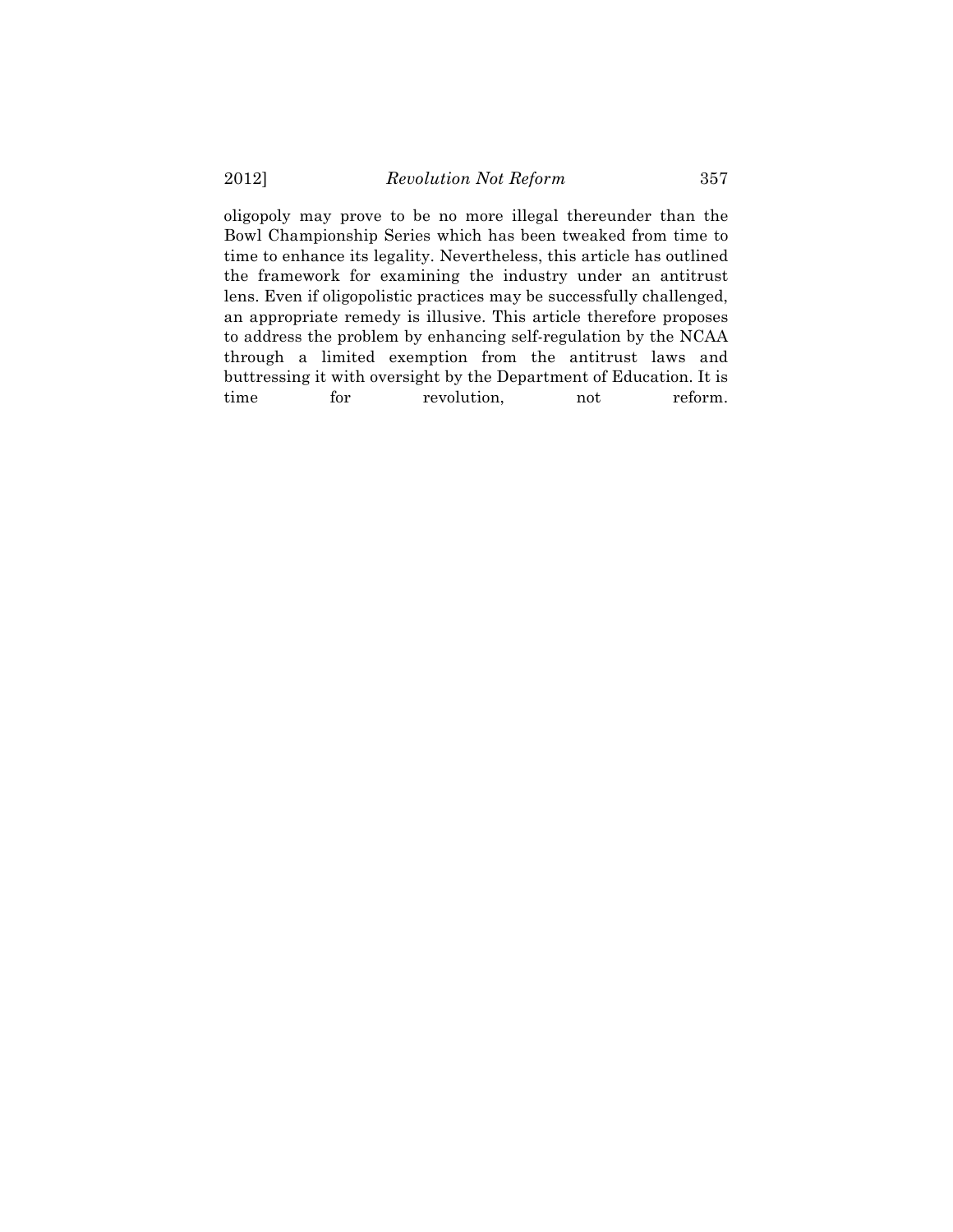oligopoly may prove to be no more illegal thereunder than the Bowl Championship Series which has been tweaked from time to time to enhance its legality. Nevertheless, this article has outlined the framework for examining the industry under an antitrust lens. Even if oligopolistic practices may be successfully challenged, an appropriate remedy is illusive. This article therefore proposes to address the problem by enhancing self-regulation by the NCAA through a limited exemption from the antitrust laws and buttressing it with oversight by the Department of Education. It is time for revolution, not reform.